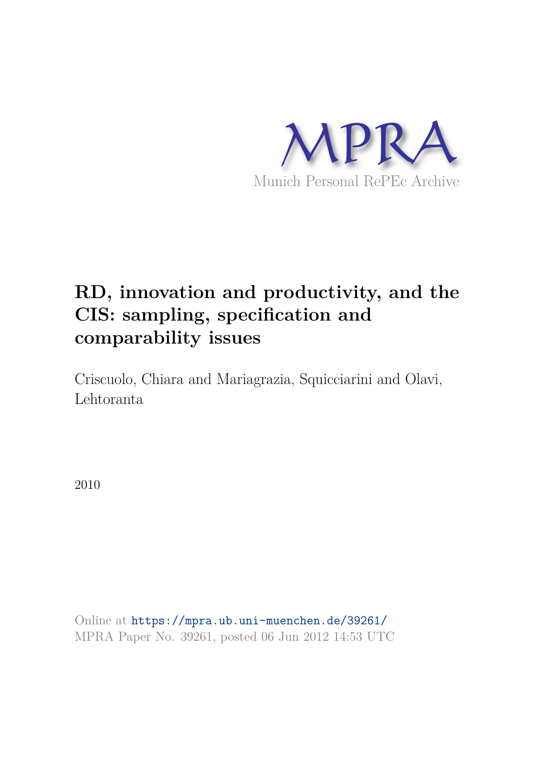MPRA

Munich Personal RePEc Archive

# RD, innovation and productivity, and the CIS: sampling, specification and comparability issues

Criscuolo, Chiara and Mariagrazia, Squicciarini and Olavi, Lehtoranta

2010

Online at https://mpra.ub.uni-muenchen.de/39261/
MPRA Paper No. 39261, posted 06 Jun 2012 14:53 UTC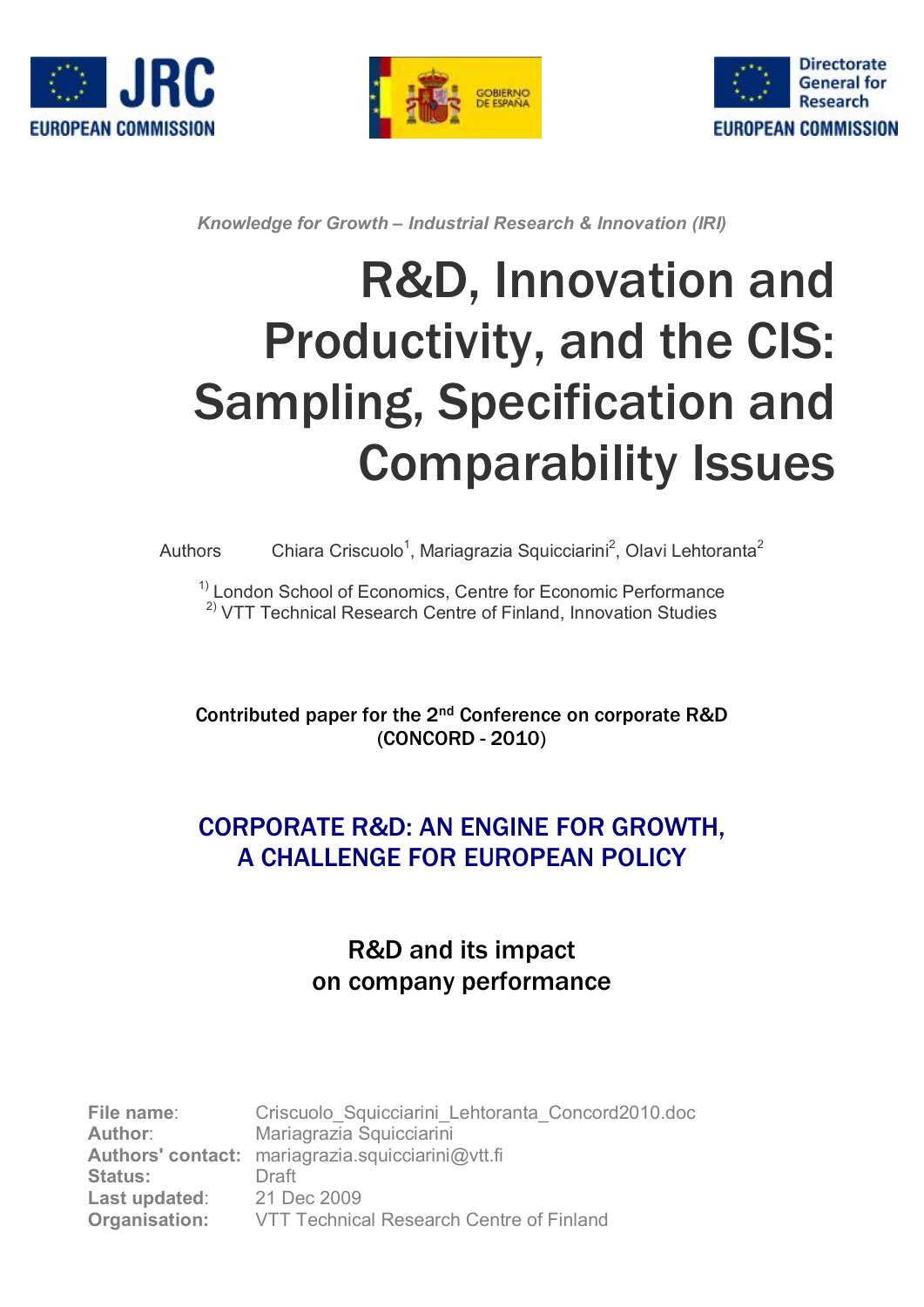*Knowledge for Growth – Industrial Research & Innovation (IRI)*

# R&D, Innovation and Productivity, and the CIS: Sampling, Specification and Comparability Issues

Authors Chiara Criscuolo[1], Mariagrazia Squicciarini[2], Olavi Lehtoranta[2]

[1] London School of Economics, Centre for Economic Performance
[2] VTT Technical Research Centre of Finland, Innovation Studies

**Contributed paper for the 2nd Conference on corporate R&D (CONCORD - 2010)**

## CORPORATE R&D: AN ENGINE FOR GROWTH, A CHALLENGE FOR EUROPEAN POLICY

### R&D and its impact on company performance

**File name**: Criscuolo_Squicciarini_Lehtoranta_Concord2010.doc
**Author**: Mariagrazia Squicciarini
**Authors' contact:** mariagrazia.squicciarini@vtt.fi
**Status:** Draft
**Last updated**: 21 Dec 2009
**Organisation:** VTT Technical Research Centre of Finland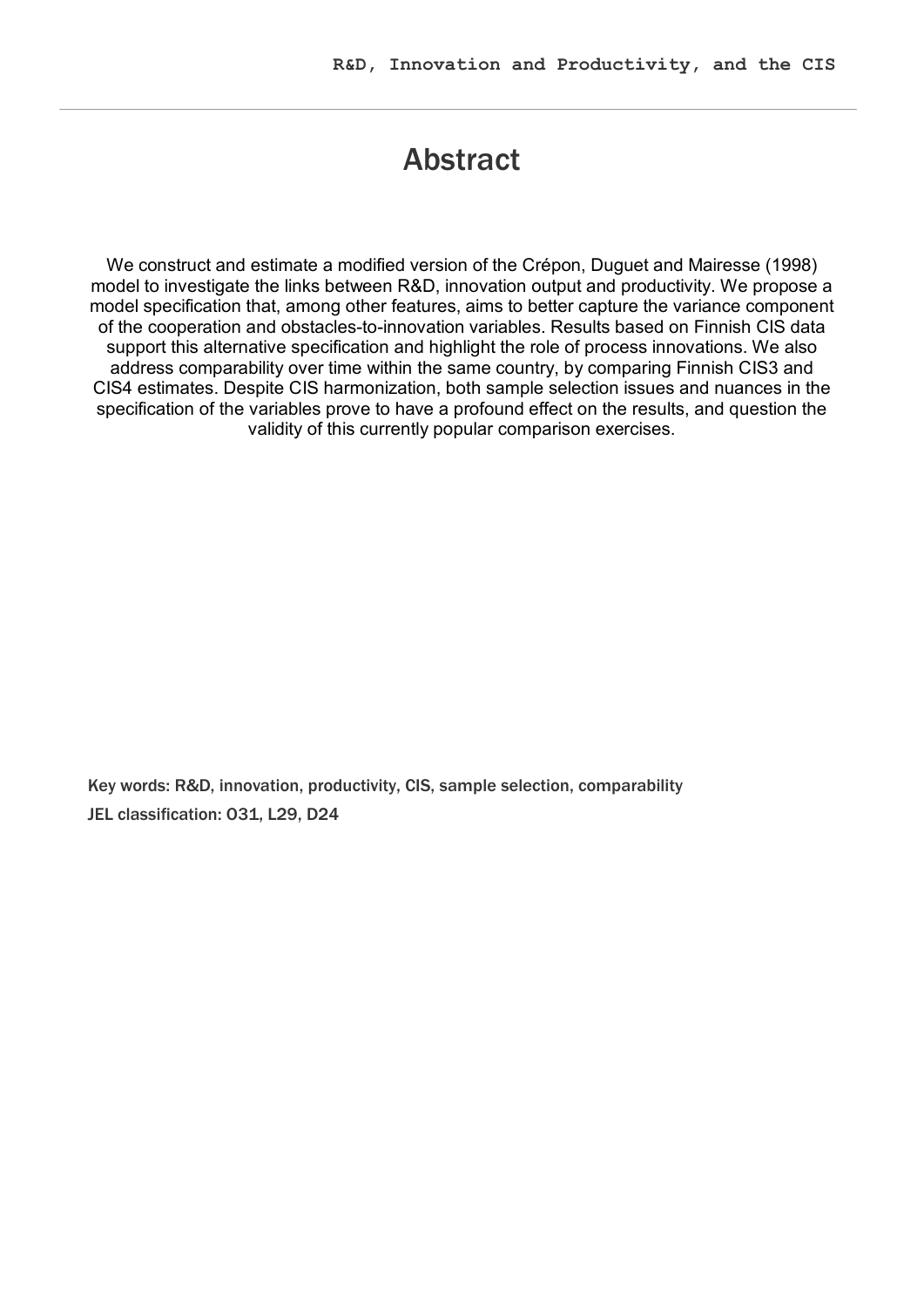# Abstract

We construct and estimate a modified version of the Crépon, Duguet and Mairesse (1998) model to investigate the links between R&D, innovation output and productivity. We propose a model specification that, among other features, aims to better capture the variance component of the cooperation and obstacles-to-innovation variables. Results based on Finnish CIS data support this alternative specification and highlight the role of process innovations. We also address comparability over time within the same country, by comparing Finnish CIS3 and CIS4 estimates. Despite CIS harmonization, both sample selection issues and nuances in the specification of the variables prove to have a profound effect on the results, and question the validity of this currently popular comparison exercises.

Key words: R&D, innovation, productivity, CIS, sample selection, comparability

JEL classification: O31, L29, D24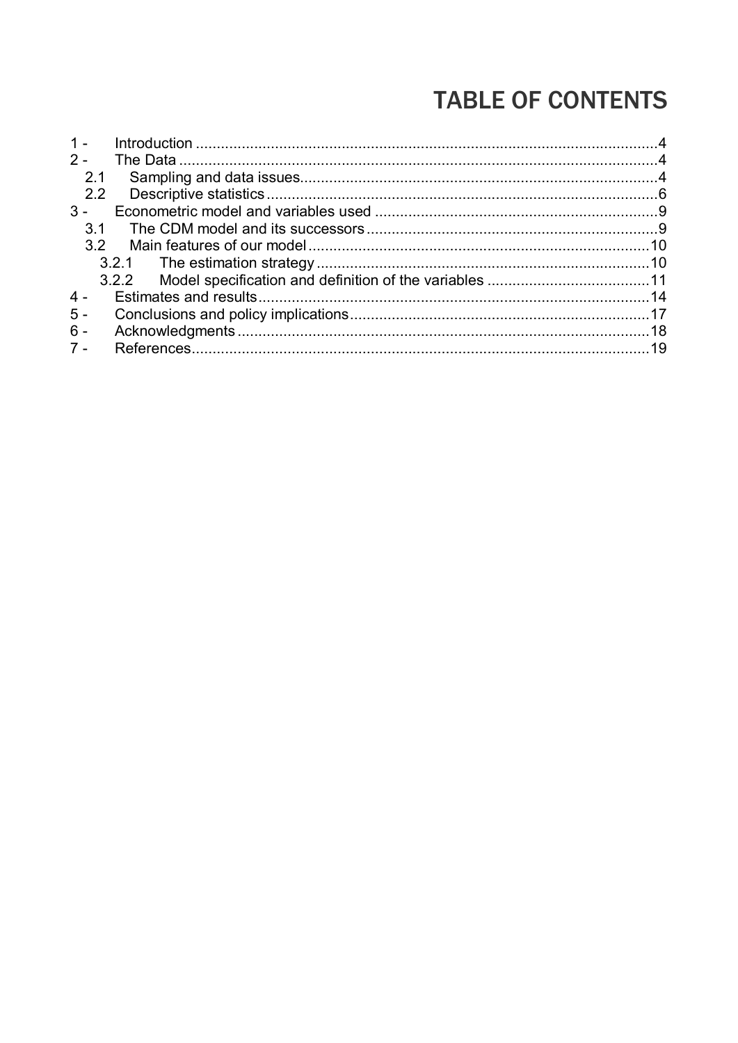# TABLE OF CONTENTS

1 - Introduction ....................................................................................................4
2 - The Data ........................................................................................................4
  2.1 Sampling and data issues..........................................................................4
  2.2 Descriptive statistics..................................................................................6
3 - Econometric model and variables used ........................................................9
  3.1 The CDM model and its successors ..........................................................9
  3.2 Main features of our model .......................................................................10
    3.2.1 The estimation strategy .....................................................................10
    3.2.2 Model specification and definition of the variables ...........................11
4 - Estimates and results....................................................................................14
5 - Conclusions and policy implications..............................................................17
6 - Acknowledgments .........................................................................................18
7 - References....................................................................................................19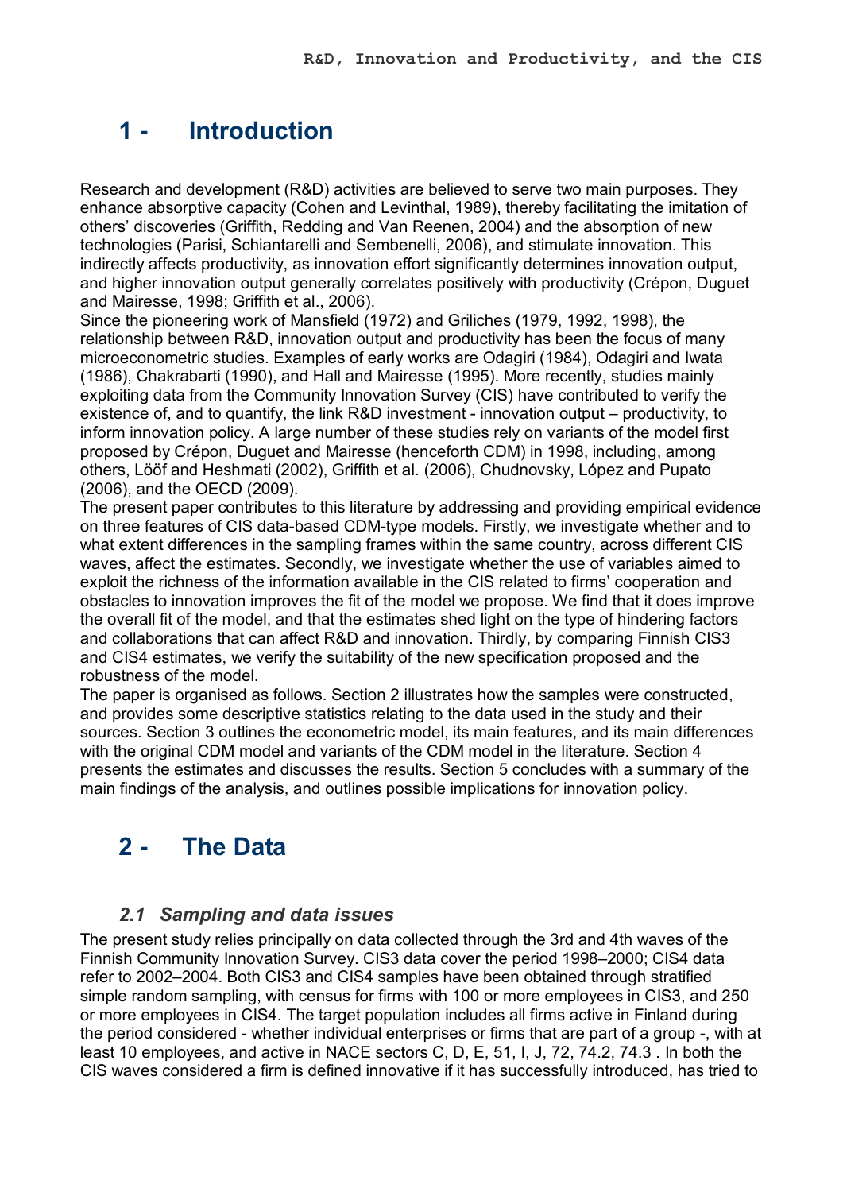# 1 - Introduction

Research and development (R&D) activities are believed to serve two main purposes. They enhance absorptive capacity (Cohen and Levinthal, 1989), thereby facilitating the imitation of others' discoveries (Griffith, Redding and Van Reenen, 2004) and the absorption of new technologies (Parisi, Schiantarelli and Sembenelli, 2006), and stimulate innovation. This indirectly affects productivity, as innovation effort significantly determines innovation output, and higher innovation output generally correlates positively with productivity (Crépon, Duguet and Mairesse, 1998; Griffith et al., 2006).

Since the pioneering work of Mansfield (1972) and Griliches (1979, 1992, 1998), the relationship between R&D, innovation output and productivity has been the focus of many microeconometric studies. Examples of early works are Odagiri (1984), Odagiri and Iwata (1986), Chakrabarti (1990), and Hall and Mairesse (1995). More recently, studies mainly exploiting data from the Community Innovation Survey (CIS) have contributed to verify the existence of, and to quantify, the link R&D investment - innovation output – productivity, to inform innovation policy. A large number of these studies rely on variants of the model first proposed by Crépon, Duguet and Mairesse (henceforth CDM) in 1998, including, among others, Lööf and Heshmati (2002), Griffith et al. (2006), Chudnovsky, López and Pupato (2006), and the OECD (2009).

The present paper contributes to this literature by addressing and providing empirical evidence on three features of CIS data-based CDM-type models. Firstly, we investigate whether and to what extent differences in the sampling frames within the same country, across different CIS waves, affect the estimates. Secondly, we investigate whether the use of variables aimed to exploit the richness of the information available in the CIS related to firms' cooperation and obstacles to innovation improves the fit of the model we propose. We find that it does improve the overall fit of the model, and that the estimates shed light on the type of hindering factors and collaborations that can affect R&D and innovation. Thirdly, by comparing Finnish CIS3 and CIS4 estimates, we verify the suitability of the new specification proposed and the robustness of the model.

The paper is organised as follows. Section 2 illustrates how the samples were constructed, and provides some descriptive statistics relating to the data used in the study and their sources. Section 3 outlines the econometric model, its main features, and its main differences with the original CDM model and variants of the CDM model in the literature. Section 4 presents the estimates and discusses the results. Section 5 concludes with a summary of the main findings of the analysis, and outlines possible implications for innovation policy.

# 2 - The Data

## 2.1 Sampling and data issues

The present study relies principally on data collected through the 3rd and 4th waves of the Finnish Community Innovation Survey. CIS3 data cover the period 1998–2000; CIS4 data refer to 2002–2004. Both CIS3 and CIS4 samples have been obtained through stratified simple random sampling, with census for firms with 100 or more employees in CIS3, and 250 or more employees in CIS4. The target population includes all firms active in Finland during the period considered - whether individual enterprises or firms that are part of a group -, with at least 10 employees, and active in NACE sectors C, D, E, 51, I, J, 72, 74.2, 74.3 . In both the CIS waves considered a firm is defined innovative if it has successfully introduced, has tried to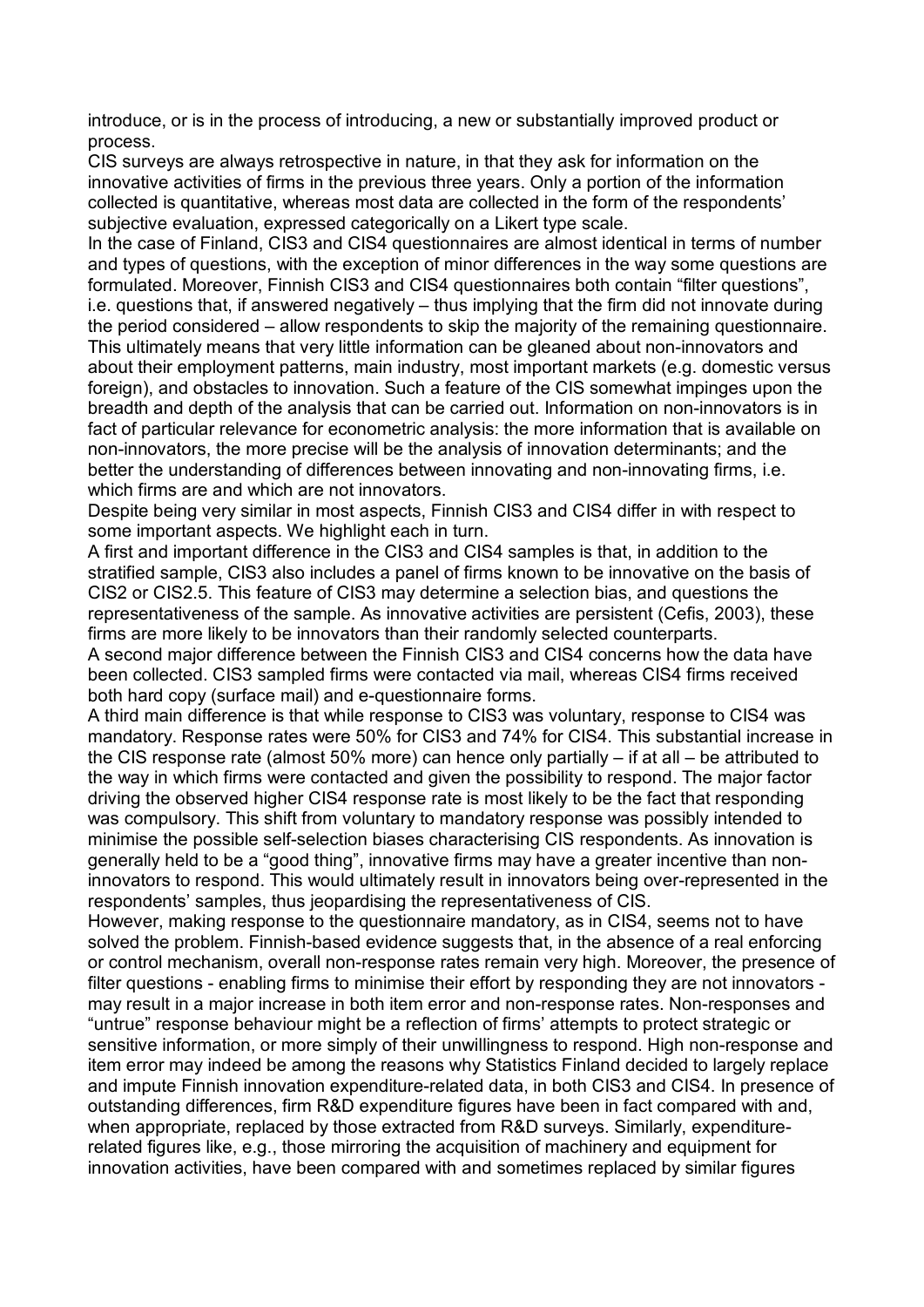introduce, or is in the process of introducing, a new or substantially improved product or process.

CIS surveys are always retrospective in nature, in that they ask for information on the innovative activities of firms in the previous three years. Only a portion of the information collected is quantitative, whereas most data are collected in the form of the respondents' subjective evaluation, expressed categorically on a Likert type scale.

In the case of Finland, CIS3 and CIS4 questionnaires are almost identical in terms of number and types of questions, with the exception of minor differences in the way some questions are formulated. Moreover, Finnish CIS3 and CIS4 questionnaires both contain "filter questions", i.e. questions that, if answered negatively – thus implying that the firm did not innovate during the period considered – allow respondents to skip the majority of the remaining questionnaire. This ultimately means that very little information can be gleaned about non-innovators and about their employment patterns, main industry, most important markets (e.g. domestic versus foreign), and obstacles to innovation. Such a feature of the CIS somewhat impinges upon the breadth and depth of the analysis that can be carried out. Information on non-innovators is in fact of particular relevance for econometric analysis: the more information that is available on non-innovators, the more precise will be the analysis of innovation determinants; and the better the understanding of differences between innovating and non-innovating firms, i.e. which firms are and which are not innovators.

Despite being very similar in most aspects, Finnish CIS3 and CIS4 differ in with respect to some important aspects. We highlight each in turn.

A first and important difference in the CIS3 and CIS4 samples is that, in addition to the stratified sample, CIS3 also includes a panel of firms known to be innovative on the basis of CIS2 or CIS2.5. This feature of CIS3 may determine a selection bias, and questions the representativeness of the sample. As innovative activities are persistent (Cefis, 2003), these firms are more likely to be innovators than their randomly selected counterparts.

A second major difference between the Finnish CIS3 and CIS4 concerns how the data have been collected. CIS3 sampled firms were contacted via mail, whereas CIS4 firms received both hard copy (surface mail) and e-questionnaire forms.

A third main difference is that while response to CIS3 was voluntary, response to CIS4 was mandatory. Response rates were 50% for CIS3 and 74% for CIS4. This substantial increase in the CIS response rate (almost 50% more) can hence only partially – if at all – be attributed to the way in which firms were contacted and given the possibility to respond. The major factor driving the observed higher CIS4 response rate is most likely to be the fact that responding was compulsory. This shift from voluntary to mandatory response was possibly intended to minimise the possible self-selection biases characterising CIS respondents. As innovation is generally held to be a "good thing", innovative firms may have a greater incentive than non-innovators to respond. This would ultimately result in innovators being over-represented in the respondents' samples, thus jeopardising the representativeness of CIS.

However, making response to the questionnaire mandatory, as in CIS4, seems not to have solved the problem. Finnish-based evidence suggests that, in the absence of a real enforcing or control mechanism, overall non-response rates remain very high. Moreover, the presence of filter questions - enabling firms to minimise their effort by responding they are not innovators - may result in a major increase in both item error and non-response rates. Non-responses and "untrue" response behaviour might be a reflection of firms' attempts to protect strategic or sensitive information, or more simply of their unwillingness to respond. High non-response and item error may indeed be among the reasons why Statistics Finland decided to largely replace and impute Finnish innovation expenditure-related data, in both CIS3 and CIS4. In presence of outstanding differences, firm R&D expenditure figures have been in fact compared with and, when appropriate, replaced by those extracted from R&D surveys. Similarly, expenditure-related figures like, e.g., those mirroring the acquisition of machinery and equipment for innovation activities, have been compared with and sometimes replaced by similar figures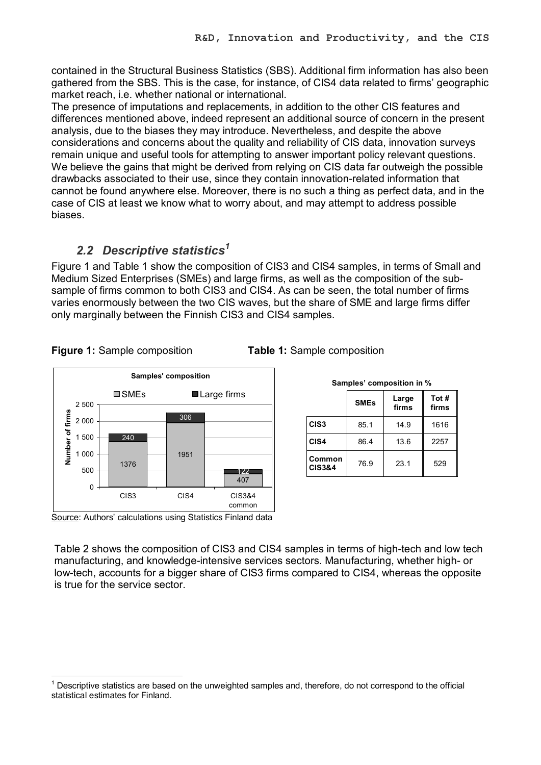contained in the Structural Business Statistics (SBS). Additional firm information has also been gathered from the SBS. This is the case, for instance, of CIS4 data related to firms' geographic market reach, i.e. whether national or international.

The presence of imputations and replacements, in addition to the other CIS features and differences mentioned above, indeed represent an additional source of concern in the present analysis, due to the biases they may introduce. Nevertheless, and despite the above considerations and concerns about the quality and reliability of CIS data, innovation surveys remain unique and useful tools for attempting to answer important policy relevant questions. We believe the gains that might be derived from relying on CIS data far outweigh the possible drawbacks associated to their use, since they contain innovation-related information that cannot be found anywhere else. Moreover, there is no such a thing as perfect data, and in the case of CIS at least we know what to worry about, and may attempt to address possible biases.

## 2.2 Descriptive statistics[1]

Figure 1 and Table 1 show the composition of CIS3 and CIS4 samples, in terms of Small and Medium Sized Enterprises (SMEs) and large firms, as well as the composition of the sub-sample of firms common to both CIS3 and CIS4. As can be seen, the total number of firms varies enormously between the two CIS waves, but the share of SME and large firms differ only marginally between the Finnish CIS3 and CIS4 samples.

**Figure 1:** Sample composition

Samples' composition

| | SMEs | Large firms |
|---|---|---|
| CIS3 | 1376 | 240 |
| CIS4 | 1951 | 306 |
| CIS3&4 common | 407 | 122 |

Source: Authors' calculations using Statistics Finland data

**Table 1:** Sample composition

Samples' composition in %

| | SMEs | Large firms | Tot # firms |
|---|---|---|---|
| CIS3 | 85.1 | 14.9 | 1616 |
| CIS4 | 86.4 | 13.6 | 2257 |
| Common CIS3&4 | 76.9 | 23.1 | 529 |

Table 2 shows the composition of CIS3 and CIS4 samples in terms of high-tech and low tech manufacturing, and knowledge-intensive services sectors. Manufacturing, whether high- or low-tech, accounts for a bigger share of CIS3 firms compared to CIS4, whereas the opposite is true for the service sector.

[1] Descriptive statistics are based on the unweighted samples and, therefore, do not correspond to the official statistical estimates for Finland.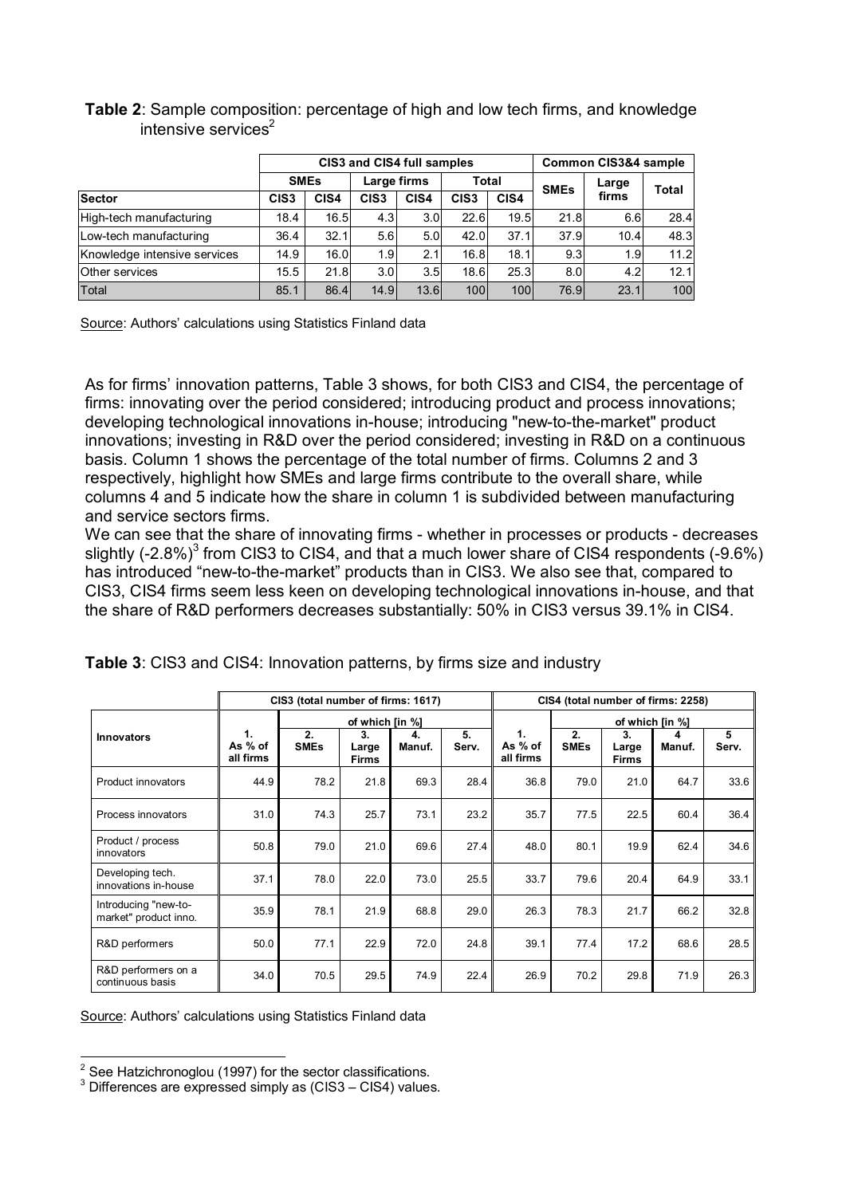**Table 2**: Sample composition: percentage of high and low tech firms, and knowledge intensive services[2]

| | CIS3 and CIS4 full samples | | | | | | Common CIS3&4 sample | | |
|---|---|---|---|---|---|---|---|---|---|
| | SMEs | | Large firms | | Total | | SMEs | Large firms | Total |
| **Sector** | CIS3 | CIS4 | CIS3 | CIS4 | CIS3 | CIS4 | | | |
| High-tech manufacturing | 18.4 | 16.5 | 4.3 | 3.0 | 22.6 | 19.5 | 21.8 | 6.6 | 28.4 |
| Low-tech manufacturing | 36.4 | 32.1 | 5.6 | 5.0 | 42.0 | 37.1 | 37.9 | 10.4 | 48.3 |
| Knowledge intensive services | 14.9 | 16.0 | 1.9 | 2.1 | 16.8 | 18.1 | 9.3 | 1.9 | 11.2 |
| Other services | 15.5 | 21.8 | 3.0 | 3.5 | 18.6 | 25.3 | 8.0 | 4.2 | 12.1 |
| Total | 85.1 | 86.4 | 14.9 | 13.6 | 100 | 100 | 76.9 | 23.1 | 100 |

Source: Authors' calculations using Statistics Finland data

As for firms' innovation patterns, Table 3 shows, for both CIS3 and CIS4, the percentage of firms: innovating over the period considered; introducing product and process innovations; developing technological innovations in-house; introducing "new-to-the-market" product innovations; investing in R&D over the period considered; investing in R&D on a continuous basis. Column 1 shows the percentage of the total number of firms. Columns 2 and 3 respectively, highlight how SMEs and large firms contribute to the overall share, while columns 4 and 5 indicate how the share in column 1 is subdivided between manufacturing and service sectors firms.

We can see that the share of innovating firms - whether in processes or products - decreases slightly (-2.8%)[3] from CIS3 to CIS4, and that a much lower share of CIS4 respondents (-9.6%) has introduced "new-to-the-market" products than in CIS3. We also see that, compared to CIS3, CIS4 firms seem less keen on developing technological innovations in-house, and that the share of R&D performers decreases substantially: 50% in CIS3 versus 39.1% in CIS4.

**Table 3**: CIS3 and CIS4: Innovation patterns, by firms size and industry

| | CIS3 (total number of firms: 1617) | | | | | CIS4 (total number of firms: 2258) | | | | |
|---|---|---|---|---|---|---|---|---|---|---|
| | | of which [in %] | | | | | of which [in %] | | | |
| **Innovators** | 1. As % of all firms | 2. SMEs | 3. Large Firms | 4. Manuf. | 5. Serv. | 1. As % of all firms | 2. SMEs | 3. Large Firms | 4 Manuf. | 5 Serv. |
| Product innovators | 44.9 | 78.2 | 21.8 | 69.3 | 28.4 | 36.8 | 79.0 | 21.0 | 64.7 | 33.6 |
| Process innovators | 31.0 | 74.3 | 25.7 | 73.1 | 23.2 | 35.7 | 77.5 | 22.5 | 60.4 | 36.4 |
| Product / process innovators | 50.8 | 79.0 | 21.0 | 69.6 | 27.4 | 48.0 | 80.1 | 19.9 | 62.4 | 34.6 |
| Developing tech. innovations in-house | 37.1 | 78.0 | 22.0 | 73.0 | 25.5 | 33.7 | 79.6 | 20.4 | 64.9 | 33.1 |
| Introducing "new-to-market" product inno. | 35.9 | 78.1 | 21.9 | 68.8 | 29.0 | 26.3 | 78.3 | 21.7 | 66.2 | 32.8 |
| R&D performers | 50.0 | 77.1 | 22.9 | 72.0 | 24.8 | 39.1 | 77.4 | 17.2 | 68.6 | 28.5 |
| R&D performers on a continuous basis | 34.0 | 70.5 | 29.5 | 74.9 | 22.4 | 26.9 | 70.2 | 29.8 | 71.9 | 26.3 |

Source: Authors' calculations using Statistics Finland data

[2] See Hatzichronoglou (1997) for the sector classifications.

[3] Differences are expressed simply as (CIS3 – CIS4) values.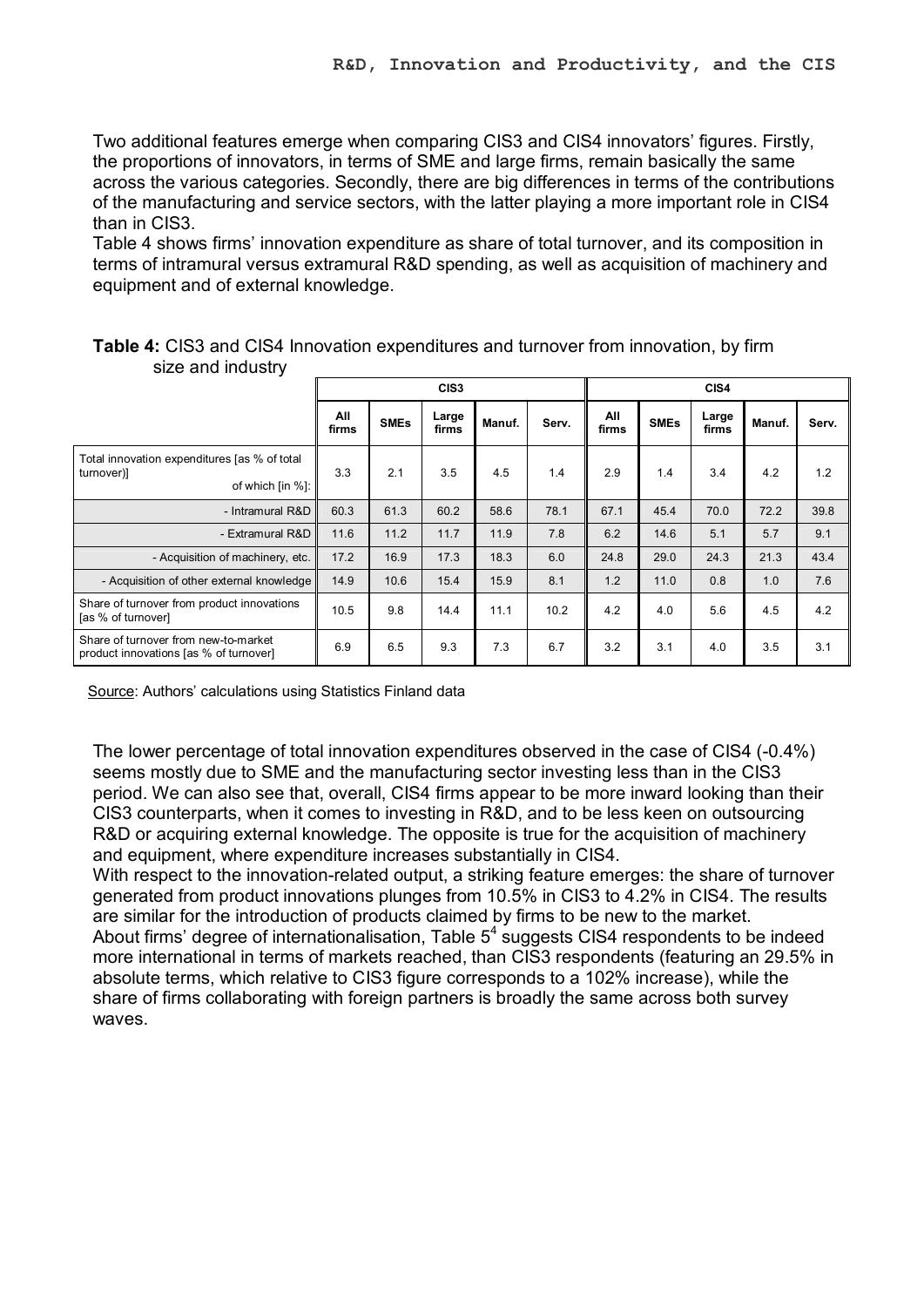Two additional features emerge when comparing CIS3 and CIS4 innovators' figures. Firstly, the proportions of innovators, in terms of SME and large firms, remain basically the same across the various categories. Secondly, there are big differences in terms of the contributions of the manufacturing and service sectors, with the latter playing a more important role in CIS4 than in CIS3.
Table 4 shows firms' innovation expenditure as share of total turnover, and its composition in terms of intramural versus extramural R&D spending, as well as acquisition of machinery and equipment and of external knowledge.

**Table 4:** CIS3 and CIS4 Innovation expenditures and turnover from innovation, by firm size and industry

| | CIS3 | | | | | CIS4 | | | | |
|---|---|---|---|---|---|---|---|---|---|---|
| | All firms | SMEs | Large firms | Manuf. | Serv. | All firms | SMEs | Large firms | Manuf. | Serv. |
| Total innovation expenditures [as % of total turnover)] of which [in %]: | 3.3 | 2.1 | 3.5 | 4.5 | 1.4 | 2.9 | 1.4 | 3.4 | 4.2 | 1.2 |
| - Intramural R&D | 60.3 | 61.3 | 60.2 | 58.6 | 78.1 | 67.1 | 45.4 | 70.0 | 72.2 | 39.8 |
| - Extramural R&D | 11.6 | 11.2 | 11.7 | 11.9 | 7.8 | 6.2 | 14.6 | 5.1 | 5.7 | 9.1 |
| - Acquisition of machinery, etc. | 17.2 | 16.9 | 17.3 | 18.3 | 6.0 | 24.8 | 29.0 | 24.3 | 21.3 | 43.4 |
| - Acquisition of other external knowledge | 14.9 | 10.6 | 15.4 | 15.9 | 8.1 | 1.2 | 11.0 | 0.8 | 1.0 | 7.6 |
| Share of turnover from product innovations [as % of turnover] | 10.5 | 9.8 | 14.4 | 11.1 | 10.2 | 4.2 | 4.0 | 5.6 | 4.5 | 4.2 |
| Share of turnover from new-to-market product innovations [as % of turnover] | 6.9 | 6.5 | 9.3 | 7.3 | 6.7 | 3.2 | 3.1 | 4.0 | 3.5 | 3.1 |

Source: Authors' calculations using Statistics Finland data

The lower percentage of total innovation expenditures observed in the case of CIS4 (-0.4%) seems mostly due to SME and the manufacturing sector investing less than in the CIS3 period. We can also see that, overall, CIS4 firms appear to be more inward looking than their CIS3 counterparts, when it comes to investing in R&D, and to be less keen on outsourcing R&D or acquiring external knowledge. The opposite is true for the acquisition of machinery and equipment, where expenditure increases substantially in CIS4.
With respect to the innovation-related output, a striking feature emerges: the share of turnover generated from product innovations plunges from 10.5% in CIS3 to 4.2% in CIS4. The results are similar for the introduction of products claimed by firms to be new to the market.
About firms' degree of internationalisation, Table 5[4] suggests CIS4 respondents to be indeed more international in terms of markets reached, than CIS3 respondents (featuring an 29.5% in absolute terms, which relative to CIS3 figure corresponds to a 102% increase), while the share of firms collaborating with foreign partners is broadly the same across both survey waves.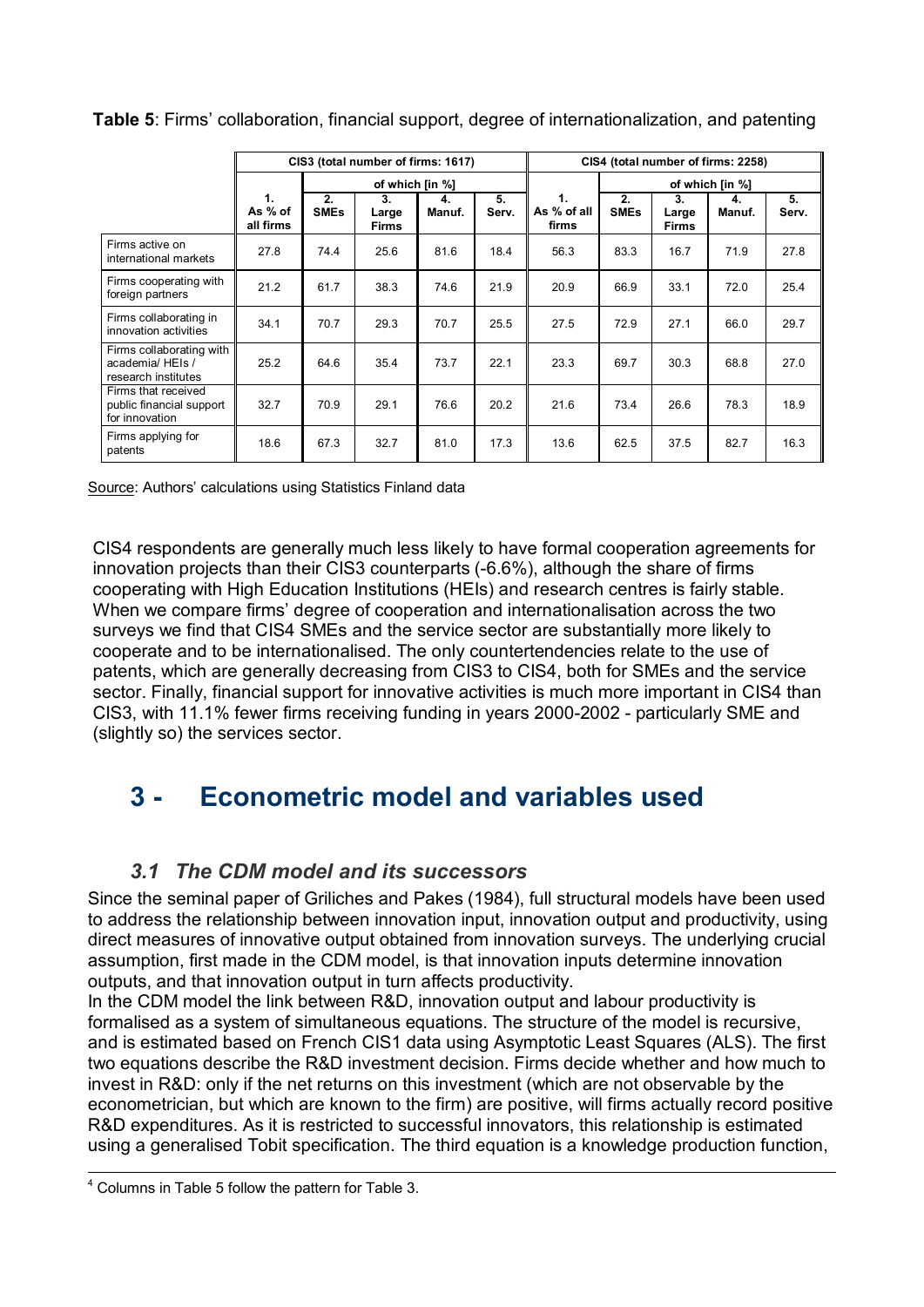**Table 5**: Firms' collaboration, financial support, degree of internationalization, and patenting

| | CIS3 (total number of firms: 1617) | | | | | CIS4 (total number of firms: 2258) | | | | |
|---|---|---|---|---|---|---|---|---|---|---|
| | | of which [in %] | | | | | of which [in %] | | | |
| | 1. As % of all firms | 2. SMEs | 3. Large Firms | 4. Manuf. | 5. Serv. | 1. As % of all firms | 2. SMEs | 3. Large Firms | 4. Manuf. | 5. Serv. |
| Firms active on international markets | 27.8 | 74.4 | 25.6 | 81.6 | 18.4 | 56.3 | 83.3 | 16.7 | 71.9 | 27.8 |
| Firms cooperating with foreign partners | 21.2 | 61.7 | 38.3 | 74.6 | 21.9 | 20.9 | 66.9 | 33.1 | 72.0 | 25.4 |
| Firms collaborating in innovation activities | 34.1 | 70.7 | 29.3 | 70.7 | 25.5 | 27.5 | 72.9 | 27.1 | 66.0 | 29.7 |
| Firms collaborating with academia/ HEIs / research institutes | 25.2 | 64.6 | 35.4 | 73.7 | 22.1 | 23.3 | 69.7 | 30.3 | 68.8 | 27.0 |
| Firms that received public financial support for innovation | 32.7 | 70.9 | 29.1 | 76.6 | 20.2 | 21.6 | 73.4 | 26.6 | 78.3 | 18.9 |
| Firms applying for patents | 18.6 | 67.3 | 32.7 | 81.0 | 17.3 | 13.6 | 62.5 | 37.5 | 82.7 | 16.3 |

Source: Authors' calculations using Statistics Finland data

CIS4 respondents are generally much less likely to have formal cooperation agreements for innovation projects than their CIS3 counterparts (-6.6%), although the share of firms cooperating with High Education Institutions (HEIs) and research centres is fairly stable. When we compare firms' degree of cooperation and internationalisation across the two surveys we find that CIS4 SMEs and the service sector are substantially more likely to cooperate and to be internationalised. The only countertendencies relate to the use of patents, which are generally decreasing from CIS3 to CIS4, both for SMEs and the service sector. Finally, financial support for innovative activities is much more important in CIS4 than CIS3, with 11.1% fewer firms receiving funding in years 2000-2002 - particularly SME and (slightly so) the services sector.

# 3 - Econometric model and variables used

## *3.1 The CDM model and its successors*

Since the seminal paper of Griliches and Pakes (1984), full structural models have been used to address the relationship between innovation input, innovation output and productivity, using direct measures of innovative output obtained from innovation surveys. The underlying crucial assumption, first made in the CDM model, is that innovation inputs determine innovation outputs, and that innovation output in turn affects productivity.
In the CDM model the link between R&D, innovation output and labour productivity is formalised as a system of simultaneous equations. The structure of the model is recursive, and is estimated based on French CIS1 data using Asymptotic Least Squares (ALS). The first two equations describe the R&D investment decision. Firms decide whether and how much to invest in R&D: only if the net returns on this investment (which are not observable by the econometrician, but which are known to the firm) are positive, will firms actually record positive R&D expenditures. As it is restricted to successful innovators, this relationship is estimated using a generalised Tobit specification. The third equation is a knowledge production function,

[4] Columns in Table 5 follow the pattern for Table 3.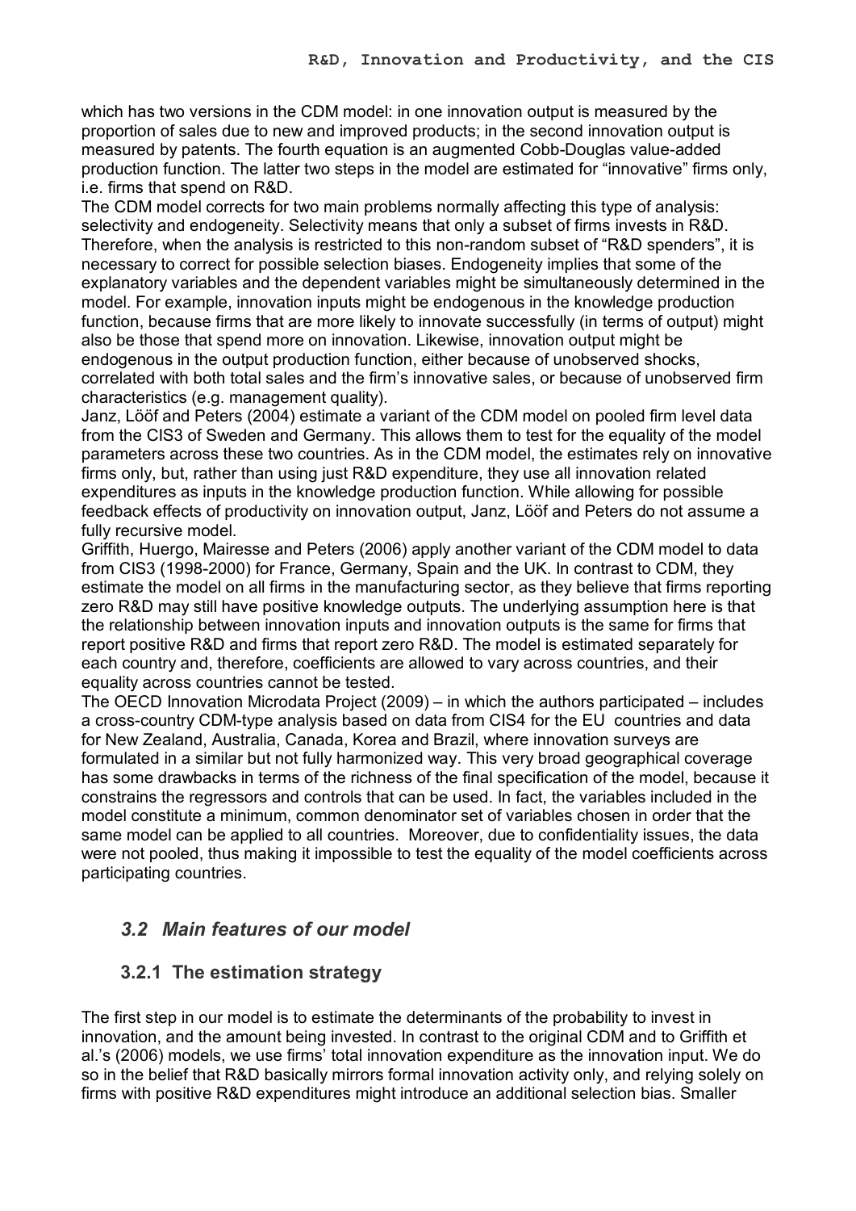which has two versions in the CDM model: in one innovation output is measured by the proportion of sales due to new and improved products; in the second innovation output is measured by patents. The fourth equation is an augmented Cobb-Douglas value-added production function. The latter two steps in the model are estimated for "innovative" firms only, i.e. firms that spend on R&D.

The CDM model corrects for two main problems normally affecting this type of analysis: selectivity and endogeneity. Selectivity means that only a subset of firms invests in R&D. Therefore, when the analysis is restricted to this non-random subset of "R&D spenders", it is necessary to correct for possible selection biases. Endogeneity implies that some of the explanatory variables and the dependent variables might be simultaneously determined in the model. For example, innovation inputs might be endogenous in the knowledge production function, because firms that are more likely to innovate successfully (in terms of output) might also be those that spend more on innovation. Likewise, innovation output might be endogenous in the output production function, either because of unobserved shocks, correlated with both total sales and the firm's innovative sales, or because of unobserved firm characteristics (e.g. management quality).

Janz, Lööf and Peters (2004) estimate a variant of the CDM model on pooled firm level data from the CIS3 of Sweden and Germany. This allows them to test for the equality of the model parameters across these two countries. As in the CDM model, the estimates rely on innovative firms only, but, rather than using just R&D expenditure, they use all innovation related expenditures as inputs in the knowledge production function. While allowing for possible feedback effects of productivity on innovation output, Janz, Lööf and Peters do not assume a fully recursive model.

Griffith, Huergo, Mairesse and Peters (2006) apply another variant of the CDM model to data from CIS3 (1998-2000) for France, Germany, Spain and the UK. In contrast to CDM, they estimate the model on all firms in the manufacturing sector, as they believe that firms reporting zero R&D may still have positive knowledge outputs. The underlying assumption here is that the relationship between innovation inputs and innovation outputs is the same for firms that report positive R&D and firms that report zero R&D. The model is estimated separately for each country and, therefore, coefficients are allowed to vary across countries, and their equality across countries cannot be tested.

The OECD Innovation Microdata Project (2009) – in which the authors participated – includes a cross-country CDM-type analysis based on data from CIS4 for the EU countries and data for New Zealand, Australia, Canada, Korea and Brazil, where innovation surveys are formulated in a similar but not fully harmonized way. This very broad geographical coverage has some drawbacks in terms of the richness of the final specification of the model, because it constrains the regressors and controls that can be used. In fact, the variables included in the model constitute a minimum, common denominator set of variables chosen in order that the same model can be applied to all countries. Moreover, due to confidentiality issues, the data were not pooled, thus making it impossible to test the equality of the model coefficients across participating countries.

## *3.2 Main features of our model*

### 3.2.1 The estimation strategy

The first step in our model is to estimate the determinants of the probability to invest in innovation, and the amount being invested. In contrast to the original CDM and to Griffith et al.'s (2006) models, we use firms' total innovation expenditure as the innovation input. We do so in the belief that R&D basically mirrors formal innovation activity only, and relying solely on firms with positive R&D expenditures might introduce an additional selection bias. Smaller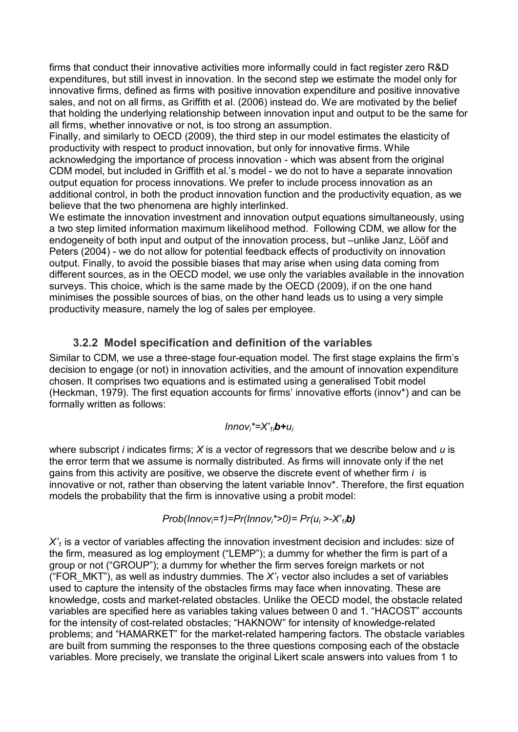firms that conduct their innovative activities more informally could in fact register zero R&D expenditures, but still invest in innovation. In the second step we estimate the model only for innovative firms, defined as firms with positive innovation expenditure and positive innovative sales, and not on all firms, as Griffith et al. (2006) instead do. We are motivated by the belief that holding the underlying relationship between innovation input and output to be the same for all firms, whether innovative or not, is too strong an assumption.

Finally, and similarly to OECD (2009), the third step in our model estimates the elasticity of productivity with respect to product innovation, but only for innovative firms. While acknowledging the importance of process innovation - which was absent from the original CDM model, but included in Griffith et al.'s model - we do not to have a separate innovation output equation for process innovations. We prefer to include process innovation as an additional control, in both the product innovation function and the productivity equation, as we believe that the two phenomena are highly interlinked.

We estimate the innovation investment and innovation output equations simultaneously, using a two step limited information maximum likelihood method. Following CDM, we allow for the endogeneity of both input and output of the innovation process, but –unlike Janz, Lööf and Peters (2004) - we do not allow for potential feedback effects of productivity on innovation output. Finally, to avoid the possible biases that may arise when using data coming from different sources, as in the OECD model, we use only the variables available in the innovation surveys. This choice, which is the same made by the OECD (2009), if on the one hand minimises the possible sources of bias, on the other hand leads us to using a very simple productivity measure, namely the log of sales per employee.

### 3.2.2 Model specification and definition of the variables

Similar to CDM, we use a three-stage four-equation model. The first stage explains the firm's decision to engage (or not) in innovation activities, and the amount of innovation expenditure chosen. It comprises two equations and is estimated using a generalised Tobit model (Heckman, 1979). The first equation accounts for firms' innovative efforts (innov*) and can be formally written as follows:

$$Innov_i^* = X'_{1i}\mathbf{b} + u_i$$

where subscript $i$ indicates firms; $X$ is a vector of regressors that we describe below and $u$ is the error term that we assume is normally distributed. As firms will innovate only if the net gains from this activity are positive, we observe the discrete event of whether firm $i$ is innovative or not, rather than observing the latent variable Innov*. Therefore, the first equation models the probability that the firm is innovative using a probit model:

$$Prob(Innov_i=1) = Pr(Innov_i^*>0) = Pr(u_i > -X'_{1i}\mathbf{b})$$

$X'_1$ is a vector of variables affecting the innovation investment decision and includes: size of the firm, measured as log employment ("LEMP"); a dummy for whether the firm is part of a group or not ("GROUP"); a dummy for whether the firm serves foreign markets or not ("FOR_MKT"), as well as industry dummies. The $X'_1$ vector also includes a set of variables used to capture the intensity of the obstacles firms may face when innovating. These are knowledge, costs and market-related obstacles. Unlike the OECD model, the obstacle related variables are specified here as variables taking values between 0 and 1. "HACOST" accounts for the intensity of cost-related obstacles; "HAKNOW" for intensity of knowledge-related problems; and "HAMARKET" for the market-related hampering factors. The obstacle variables are built from summing the responses to the three questions composing each of the obstacle variables. More precisely, we translate the original Likert scale answers into values from 1 to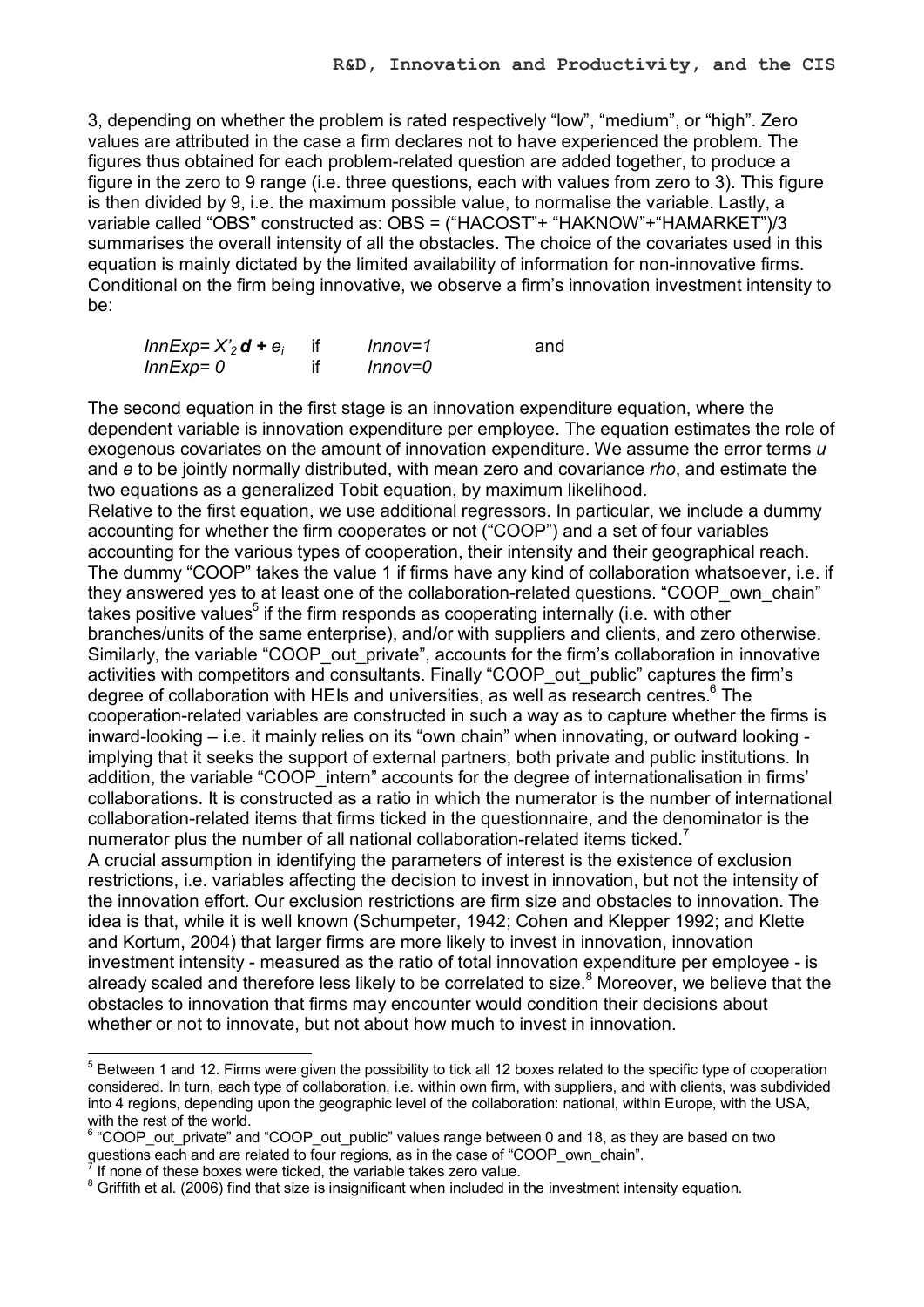3, depending on whether the problem is rated respectively "low", "medium", or "high". Zero values are attributed in the case a firm declares not to have experienced the problem. The figures thus obtained for each problem-related question are added together, to produce a figure in the zero to 9 range (i.e. three questions, each with values from zero to 3). This figure is then divided by 9, i.e. the maximum possible value, to normalise the variable. Lastly, a variable called "OBS" constructed as: OBS = ("HACOST"+ "HAKNOW"+"HAMARKET")/3 summarises the overall intensity of all the obstacles. The choice of the covariates used in this equation is mainly dictated by the limited availability of information for non-innovative firms. Conditional on the firm being innovative, we observe a firm's innovation investment intensity to be:

$$InnExp = X'_2 \mathbf{d} + e_i \quad \text{if} \quad Innov=1 \quad \text{and}$$
$$InnExp = 0 \quad \text{if} \quad Innov=0$$

The second equation in the first stage is an innovation expenditure equation, where the dependent variable is innovation expenditure per employee. The equation estimates the role of exogenous covariates on the amount of innovation expenditure. We assume the error terms *u* and *e* to be jointly normally distributed, with mean zero and covariance *rho*, and estimate the two equations as a generalized Tobit equation, by maximum likelihood.

Relative to the first equation, we use additional regressors. In particular, we include a dummy accounting for whether the firm cooperates or not ("COOP") and a set of four variables accounting for the various types of cooperation, their intensity and their geographical reach. The dummy "COOP" takes the value 1 if firms have any kind of collaboration whatsoever, i.e. if they answered yes to at least one of the collaboration-related questions. "COOP_own_chain" takes positive values[5] if the firm responds as cooperating internally (i.e. with other branches/units of the same enterprise), and/or with suppliers and clients, and zero otherwise. Similarly, the variable "COOP_out_private", accounts for the firm's collaboration in innovative activities with competitors and consultants. Finally "COOP_out_public" captures the firm's degree of collaboration with HEIs and universities, as well as research centres.[6] The cooperation-related variables are constructed in such a way as to capture whether the firms is inward-looking – i.e. it mainly relies on its "own chain" when innovating, or outward looking - implying that it seeks the support of external partners, both private and public institutions. In addition, the variable "COOP_intern" accounts for the degree of internationalisation in firms' collaborations. It is constructed as a ratio in which the numerator is the number of international collaboration-related items that firms ticked in the questionnaire, and the denominator is the numerator plus the number of all national collaboration-related items ticked.[7]

A crucial assumption in identifying the parameters of interest is the existence of exclusion restrictions, i.e. variables affecting the decision to invest in innovation, but not the intensity of the innovation effort. Our exclusion restrictions are firm size and obstacles to innovation. The idea is that, while it is well known (Schumpeter, 1942; Cohen and Klepper 1992; and Klette and Kortum, 2004) that larger firms are more likely to invest in innovation, innovation investment intensity - measured as the ratio of total innovation expenditure per employee - is already scaled and therefore less likely to be correlated to size.[8] Moreover, we believe that the obstacles to innovation that firms may encounter would condition their decisions about whether or not to innovate, but not about how much to invest in innovation.

---

[5] Between 1 and 12. Firms were given the possibility to tick all 12 boxes related to the specific type of cooperation considered. In turn, each type of collaboration, i.e. within own firm, with suppliers, and with clients, was subdivided into 4 regions, depending upon the geographic level of the collaboration: national, within Europe, with the USA, with the rest of the world.

[6] "COOP_out_private" and "COOP_out_public" values range between 0 and 18, as they are based on two questions each and are related to four regions, as in the case of "COOP_own_chain".

[7] If none of these boxes were ticked, the variable takes zero value.

[8] Griffith et al. (2006) find that size is insignificant when included in the investment intensity equation.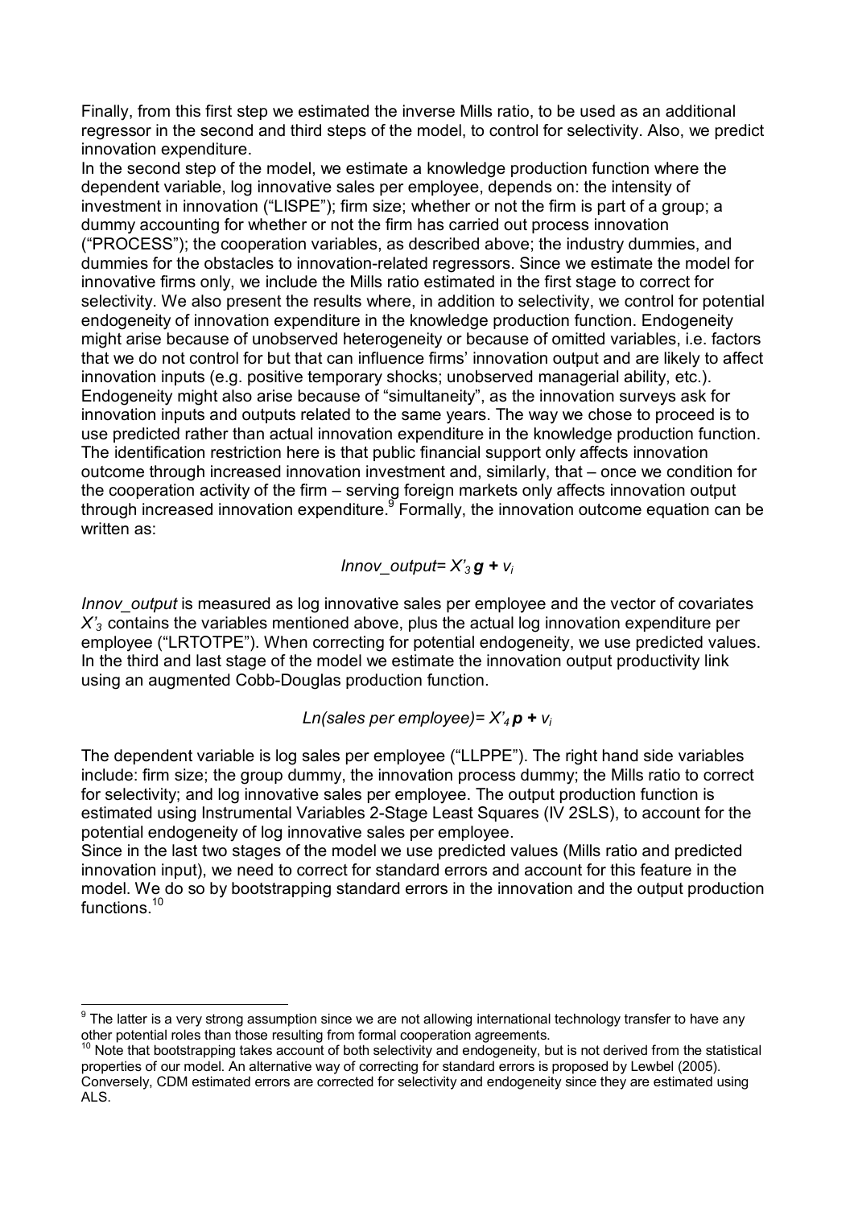Finally, from this first step we estimated the inverse Mills ratio, to be used as an additional regressor in the second and third steps of the model, to control for selectivity. Also, we predict innovation expenditure.

In the second step of the model, we estimate a knowledge production function where the dependent variable, log innovative sales per employee, depends on: the intensity of investment in innovation ("LISPE"); firm size; whether or not the firm is part of a group; a dummy accounting for whether or not the firm has carried out process innovation ("PROCESS"); the cooperation variables, as described above; the industry dummies, and dummies for the obstacles to innovation-related regressors. Since we estimate the model for innovative firms only, we include the Mills ratio estimated in the first stage to correct for selectivity. We also present the results where, in addition to selectivity, we control for potential endogeneity of innovation expenditure in the knowledge production function. Endogeneity might arise because of unobserved heterogeneity or because of omitted variables, i.e. factors that we do not control for but that can influence firms' innovation output and are likely to affect innovation inputs (e.g. positive temporary shocks; unobserved managerial ability, etc.). Endogeneity might also arise because of "simultaneity", as the innovation surveys ask for innovation inputs and outputs related to the same years. The way we chose to proceed is to use predicted rather than actual innovation expenditure in the knowledge production function. The identification restriction here is that public financial support only affects innovation outcome through increased innovation investment and, similarly, that – once we condition for the cooperation activity of the firm – serving foreign markets only affects innovation output through increased innovation expenditure.[9] Formally, the innovation outcome equation can be written as:

$$Innov\_output = X'_3 \boldsymbol{g} + v_i$$

*Innov_output* is measured as log innovative sales per employee and the vector of covariates $X'_3$ contains the variables mentioned above, plus the actual log innovation expenditure per employee ("LRTOTPE"). When correcting for potential endogeneity, we use predicted values. In the third and last stage of the model we estimate the innovation output productivity link using an augmented Cobb-Douglas production function.

$$Ln(\text{sales per employee}) = X'_4 \boldsymbol{p} + v_i$$

The dependent variable is log sales per employee ("LLPPE"). The right hand side variables include: firm size; the group dummy, the innovation process dummy; the Mills ratio to correct for selectivity; and log innovative sales per employee. The output production function is estimated using Instrumental Variables 2-Stage Least Squares (IV 2SLS), to account for the potential endogeneity of log innovative sales per employee.

Since in the last two stages of the model we use predicted values (Mills ratio and predicted innovation input), we need to correct for standard errors and account for this feature in the model. We do so by bootstrapping standard errors in the innovation and the output production functions.[10]

---

[9] The latter is a very strong assumption since we are not allowing international technology transfer to have any other potential roles than those resulting from formal cooperation agreements.

[10] Note that bootstrapping takes account of both selectivity and endogeneity, but is not derived from the statistical properties of our model. An alternative way of correcting for standard errors is proposed by Lewbel (2005). Conversely, CDM estimated errors are corrected for selectivity and endogeneity since they are estimated using ALS.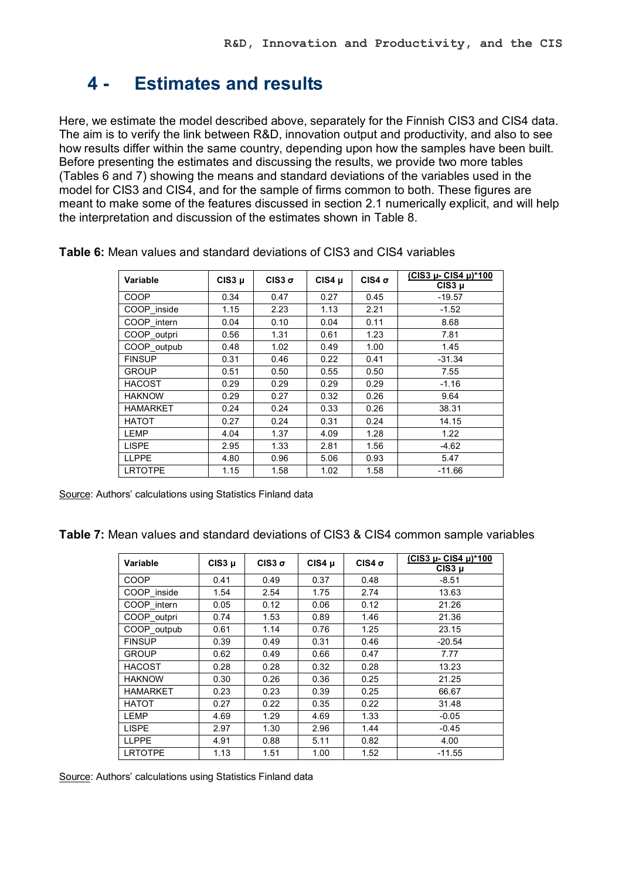# 4 - Estimates and results

Here, we estimate the model described above, separately for the Finnish CIS3 and CIS4 data. The aim is to verify the link between R&D, innovation output and productivity, and also to see how results differ within the same country, depending upon how the samples have been built. Before presenting the estimates and discussing the results, we provide two more tables (Tables 6 and 7) showing the means and standard deviations of the variables used in the model for CIS3 and CIS4, and for the sample of firms common to both. These figures are meant to make some of the features discussed in section 2.1 numerically explicit, and will help the interpretation and discussion of the estimates shown in Table 8.

**Table 6:** Mean values and standard deviations of CIS3 and CIS4 variables

| Variable | CIS3 μ | CIS3 σ | CIS4 μ | CIS4 σ | (CIS3 μ- CIS4 μ)*100 / CIS3 μ |
|---|---|---|---|---|---|
| COOP | 0.34 | 0.47 | 0.27 | 0.45 | -19.57 |
| COOP_inside | 1.15 | 2.23 | 1.13 | 2.21 | -1.52 |
| COOP_intern | 0.04 | 0.10 | 0.04 | 0.11 | 8.68 |
| COOP_outpri | 0.56 | 1.31 | 0.61 | 1.23 | 7.81 |
| COOP_outpub | 0.48 | 1.02 | 0.49 | 1.00 | 1.45 |
| FINSUP | 0.31 | 0.46 | 0.22 | 0.41 | -31.34 |
| GROUP | 0.51 | 0.50 | 0.55 | 0.50 | 7.55 |
| HACOST | 0.29 | 0.29 | 0.29 | 0.29 | -1.16 |
| HAKNOW | 0.29 | 0.27 | 0.32 | 0.26 | 9.64 |
| HAMARKET | 0.24 | 0.24 | 0.33 | 0.26 | 38.31 |
| HATOT | 0.27 | 0.24 | 0.31 | 0.24 | 14.15 |
| LEMP | 4.04 | 1.37 | 4.09 | 1.28 | 1.22 |
| LISPE | 2.95 | 1.33 | 2.81 | 1.56 | -4.62 |
| LLPPE | 4.80 | 0.96 | 5.06 | 0.93 | 5.47 |
| LRTOTPE | 1.15 | 1.58 | 1.02 | 1.58 | -11.66 |

Source: Authors' calculations using Statistics Finland data

**Table 7:** Mean values and standard deviations of CIS3 & CIS4 common sample variables

| Variable | CIS3 μ | CIS3 σ | CIS4 μ | CIS4 σ | (CIS3 μ- CIS4 μ)*100 / CIS3 μ |
|---|---|---|---|---|---|
| COOP | 0.41 | 0.49 | 0.37 | 0.48 | -8.51 |
| COOP_inside | 1.54 | 2.54 | 1.75 | 2.74 | 13.63 |
| COOP_intern | 0.05 | 0.12 | 0.06 | 0.12 | 21.26 |
| COOP_outpri | 0.74 | 1.53 | 0.89 | 1.46 | 21.36 |
| COOP_outpub | 0.61 | 1.14 | 0.76 | 1.25 | 23.15 |
| FINSUP | 0.39 | 0.49 | 0.31 | 0.46 | -20.54 |
| GROUP | 0.62 | 0.49 | 0.66 | 0.47 | 7.77 |
| HACOST | 0.28 | 0.28 | 0.32 | 0.28 | 13.23 |
| HAKNOW | 0.30 | 0.26 | 0.36 | 0.25 | 21.25 |
| HAMARKET | 0.23 | 0.23 | 0.39 | 0.25 | 66.67 |
| HATOT | 0.27 | 0.22 | 0.35 | 0.22 | 31.48 |
| LEMP | 4.69 | 1.29 | 4.69 | 1.33 | -0.05 |
| LISPE | 2.97 | 1.30 | 2.96 | 1.44 | -0.45 |
| LLPPE | 4.91 | 0.88 | 5.11 | 0.82 | 4.00 |
| LRTOTPE | 1.13 | 1.51 | 1.00 | 1.52 | -11.55 |

Source: Authors' calculations using Statistics Finland data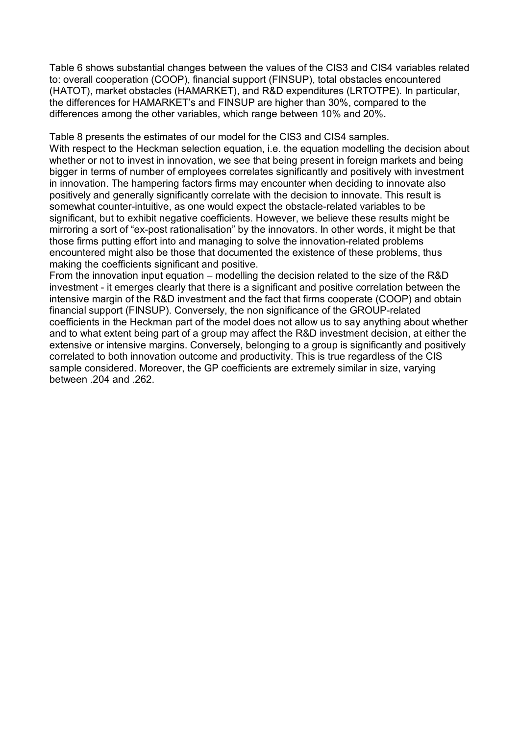Table 6 shows substantial changes between the values of the CIS3 and CIS4 variables related to: overall cooperation (COOP), financial support (FINSUP), total obstacles encountered (HATOT), market obstacles (HAMARKET), and R&D expenditures (LRTOTPE). In particular, the differences for HAMARKET's and FINSUP are higher than 30%, compared to the differences among the other variables, which range between 10% and 20%.

Table 8 presents the estimates of our model for the CIS3 and CIS4 samples.
With respect to the Heckman selection equation, i.e. the equation modelling the decision about whether or not to invest in innovation, we see that being present in foreign markets and being bigger in terms of number of employees correlates significantly and positively with investment in innovation. The hampering factors firms may encounter when deciding to innovate also positively and generally significantly correlate with the decision to innovate. This result is somewhat counter-intuitive, as one would expect the obstacle-related variables to be significant, but to exhibit negative coefficients. However, we believe these results might be mirroring a sort of "ex-post rationalisation" by the innovators. In other words, it might be that those firms putting effort into and managing to solve the innovation-related problems encountered might also be those that documented the existence of these problems, thus making the coefficients significant and positive.
From the innovation input equation – modelling the decision related to the size of the R&D investment - it emerges clearly that there is a significant and positive correlation between the intensive margin of the R&D investment and the fact that firms cooperate (COOP) and obtain financial support (FINSUP). Conversely, the non significance of the GROUP-related coefficients in the Heckman part of the model does not allow us to say anything about whether and to what extent being part of a group may affect the R&D investment decision, at either the extensive or intensive margins. Conversely, belonging to a group is significantly and positively correlated to both innovation outcome and productivity. This is true regardless of the CIS sample considered. Moreover, the GP coefficients are extremely similar in size, varying between .204 and .262.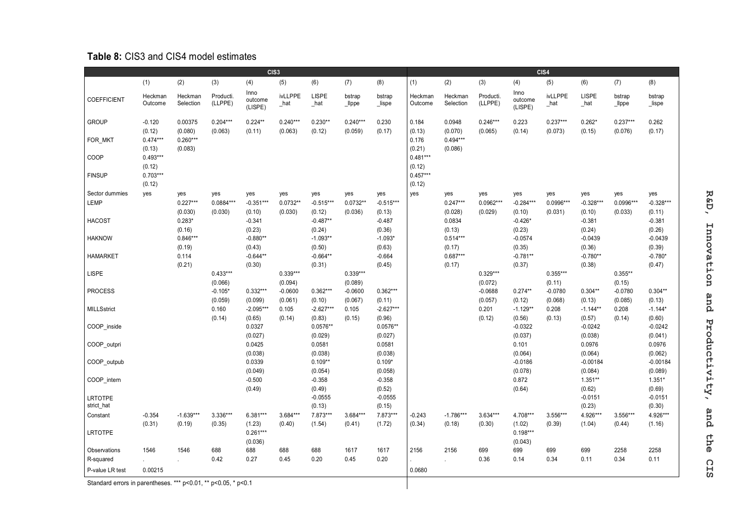**Table 8:** CIS3 and CIS4 model estimates

| | CIS3 | | | | | | | | CIS4 | | | | | | | |
|---|---|---|---|---|---|---|---|---|---|---|---|---|---|---|---|---|
| | (1) | (2) | (3) | (4) | (5) | (6) | (7) | (8) | (1) | (2) | (3) | (4) | (5) | (6) | (7) | (8) |
| COEFFICIENT | Heckman Outcome | Heckman Selection | Producti. (LLPPE) | Inno outcome (LISPE) | ivLLPPE _hat | LISPE _hat | bstrap _llppe | bstrap _lispe | Heckman Outcome | Heckman Selection | Producti. (LLPPE) | Inno outcome (LISPE) | ivLLPPE _hat | LISPE _hat | bstrap _llppe | bstrap _lispe |
| GROUP | -0.120 | 0.00375 | 0.204*** | 0.224** | 0.240*** | 0.230** | 0.240*** | 0.230 | 0.184 | 0.0948 | 0.246*** | 0.223 | 0.237*** | 0.262* | 0.237*** | 0.262 |
| | (0.12) | (0.080) | (0.063) | (0.11) | (0.063) | (0.12) | (0.059) | (0.17) | (0.13) | (0.070) | (0.065) | (0.14) | (0.073) | (0.15) | (0.076) | (0.17) |
| FOR_MKT | 0.474*** | 0.260*** | | | | | | | 0.176 | 0.494*** | | | | | | |
| | (0.13) | (0.083) | | | | | | | (0.21) | (0.086) | | | | | | |
| COOP | 0.493*** | | | | | | | | 0.481*** | | | | | | | |
| | (0.12) | | | | | | | | (0.12) | | | | | | | |
| FINSUP | 0.703*** | | | | | | | | 0.457*** | | | | | | | |
| | (0.12) | | | | | | | | (0.12) | | | | | | | |
| Sector dummies | yes | yes | yes | yes | yes | yes | yes | yes | yes | yes | yes | yes | yes | yes | yes | yes |
| LEMP | | 0.227*** | 0.0884*** | -0.351*** | 0.0732** | -0.515*** | 0.0732** | -0.515*** | | 0.247*** | 0.0962*** | -0.284*** | 0.0996*** | -0.328*** | 0.0996*** | -0.328*** |
| | | (0.030) | (0.030) | (0.10) | (0.030) | (0.12) | (0.036) | (0.13) | | (0.028) | (0.029) | (0.10) | (0.031) | (0.10) | (0.033) | (0.11) |
| HACOST | | 0.283* | | -0.341 | | -0.487** | | -0.487 | | 0.0834 | | -0.426* | | -0.381 | | -0.381 |
| | | (0.16) | | (0.23) | | (0.24) | | (0.36) | | (0.13) | | (0.23) | | (0.24) | | (0.26) |
| HAKNOW | | 0.846*** | | -0.880** | | -1.093** | | -1.093* | | 0.514*** | | -0.0574 | | -0.0439 | | -0.0439 |
| | | (0.19) | | (0.43) | | (0.50) | | (0.63) | | (0.17) | | (0.35) | | (0.36) | | (0.39) |
| HAMARKET | | 0.114 | | -0.644** | | -0.664** | | -0.664 | | 0.687*** | | -0.781** | | -0.780** | | -0.780* |
| | | (0.21) | | (0.30) | | (0.31) | | (0.45) | | (0.17) | | (0.37) | | (0.38) | | (0.47) |
| LISPE | | | 0.433*** | | 0.339*** | | 0.339*** | | | | 0.329*** | | 0.355*** | | 0.355** | |
| | | | (0.066) | | (0.094) | | (0.089) | | | | (0.072) | | (0.11) | | (0.15) | |
| PROCESS | | | -0.105* | 0.332*** | -0.0600 | 0.362*** | -0.0600 | 0.362*** | | | -0.0688 | 0.274** | -0.0780 | 0.304** | -0.0780 | 0.304** |
| | | | (0.059) | (0.099) | (0.061) | (0.10) | (0.067) | (0.11) | | | (0.057) | (0.12) | (0.068) | (0.13) | (0.085) | (0.13) |
| MILLSstrict | | | 0.160 | -2.095*** | 0.105 | -2.627*** | 0.105 | -2.627*** | | | 0.201 | -1.129** | 0.208 | -1.144** | 0.208 | -1.144* |
| | | | (0.14) | (0.65) | (0.14) | (0.83) | (0.15) | (0.96) | | | (0.12) | (0.56) | (0.13) | (0.57) | (0.14) | (0.60) |
| COOP_inside | | | | 0.0327 | | 0.0576** | | 0.0576** | | | | -0.0322 | | -0.0242 | | -0.0242 |
| | | | | (0.027) | | (0.029) | | (0.027) | | | | (0.037) | | (0.038) | | (0.041) |
| COOP_outpri | | | | 0.0425 | | 0.0581 | | 0.0581 | | | | 0.101 | | 0.0976 | | 0.0976 |
| | | | | (0.038) | | (0.038) | | (0.038) | | | | (0.064) | | (0.064) | | (0.062) |
| COOP_outpub | | | | 0.0339 | | 0.109** | | 0.109* | | | | -0.0186 | | -0.00184 | | -0.00184 |
| | | | | (0.049) | | (0.054) | | (0.058) | | | | (0.078) | | (0.084) | | (0.089) |
| COOP_intern | | | | -0.500 | | -0.358 | | -0.358 | | | | 0.872 | | 1.351** | | 1.351* |
| | | | | (0.49) | | (0.49) | | (0.52) | | | | (0.64) | | (0.62) | | (0.69) |
| LRTOTPE strict_hat | | | | | | -0.0555 | | -0.0555 | | | | | | -0.0151 | | -0.0151 |
| | | | | | | (0.13) | | (0.15) | | | | | | (0.23) | | (0.30) |
| Constant | -0.354 | -1.639*** | 3.336*** | 6.381*** | 3.684*** | 7.873*** | 3.684*** | 7.873*** | -0.243 | -1.786*** | 3.634*** | 4.708*** | 3.556*** | 4.926*** | 3.556*** | 4.926*** |
| | (0.31) | (0.19) | (0.35) | (1.23) | (0.40) | (1.54) | (0.41) | (1.72) | (0.34) | (0.18) | (0.30) | (1.02) | (0.39) | (1.04) | (0.44) | (1.16) |
| LRTOTPE | | | | 0.261*** | | | | | | | | 0.198*** | | | | |
| | | | | (0.036) | | | | | | | | (0.043) | | | | |
| Observations | 1546 | 1546 | 688 | 688 | 688 | 688 | 1617 | 1617 | 2156 | 2156 | 699 | 699 | 699 | 699 | 2258 | 2258 |
| R-squared | . | . | 0.42 | 0.27 | 0.45 | 0.20 | 0.45 | 0.20 | . | . | 0.36 | 0.14 | 0.34 | 0.11 | 0.34 | 0.11 |
| P-value LR test | 0.00215 | | | | | | | | 0.0680 | | | | | | | |

Standard errors in parentheses. *** p<0.01, ** p<0.05, * p<0.1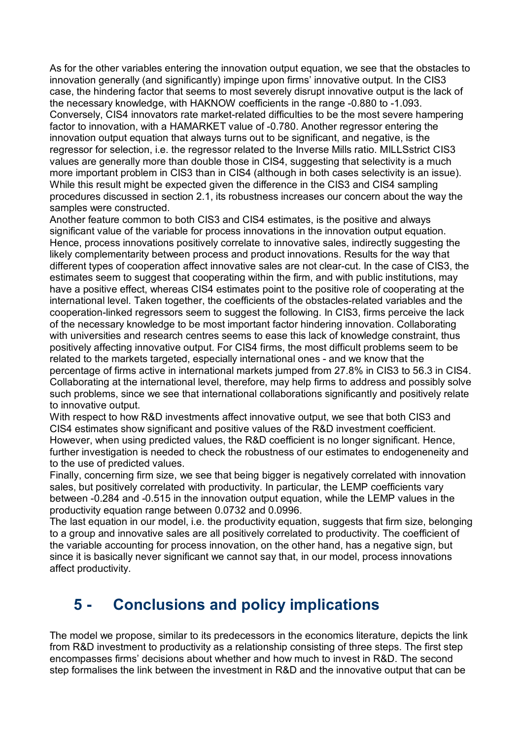As for the other variables entering the innovation output equation, we see that the obstacles to innovation generally (and significantly) impinge upon firms' innovative output. In the CIS3 case, the hindering factor that seems to most severely disrupt innovative output is the lack of the necessary knowledge, with HAKNOW coefficients in the range -0.880 to -1.093. Conversely, CIS4 innovators rate market-related difficulties to be the most severe hampering factor to innovation, with a HAMARKET value of -0.780. Another regressor entering the innovation output equation that always turns out to be significant, and negative, is the regressor for selection, i.e. the regressor related to the Inverse Mills ratio. MILLSstrict CIS3 values are generally more than double those in CIS4, suggesting that selectivity is a much more important problem in CIS3 than in CIS4 (although in both cases selectivity is an issue). While this result might be expected given the difference in the CIS3 and CIS4 sampling procedures discussed in section 2.1, its robustness increases our concern about the way the samples were constructed.

Another feature common to both CIS3 and CIS4 estimates, is the positive and always significant value of the variable for process innovations in the innovation output equation. Hence, process innovations positively correlate to innovative sales, indirectly suggesting the likely complementarity between process and product innovations. Results for the way that different types of cooperation affect innovative sales are not clear-cut. In the case of CIS3, the estimates seem to suggest that cooperating within the firm, and with public institutions, may have a positive effect, whereas CIS4 estimates point to the positive role of cooperating at the international level. Taken together, the coefficients of the obstacles-related variables and the cooperation-linked regressors seem to suggest the following. In CIS3, firms perceive the lack of the necessary knowledge to be most important factor hindering innovation. Collaborating with universities and research centres seems to ease this lack of knowledge constraint, thus positively affecting innovative output. For CIS4 firms, the most difficult problems seem to be related to the markets targeted, especially international ones - and we know that the percentage of firms active in international markets jumped from 27.8% in CIS3 to 56.3 in CIS4. Collaborating at the international level, therefore, may help firms to address and possibly solve such problems, since we see that international collaborations significantly and positively relate to innovative output.

With respect to how R&D investments affect innovative output, we see that both CIS3 and CIS4 estimates show significant and positive values of the R&D investment coefficient. However, when using predicted values, the R&D coefficient is no longer significant. Hence, further investigation is needed to check the robustness of our estimates to endogeneneity and to the use of predicted values.

Finally, concerning firm size, we see that being bigger is negatively correlated with innovation sales, but positively correlated with productivity. In particular, the LEMP coefficients vary between -0.284 and -0.515 in the innovation output equation, while the LEMP values in the productivity equation range between 0.0732 and 0.0996.

The last equation in our model, i.e. the productivity equation, suggests that firm size, belonging to a group and innovative sales are all positively correlated to productivity. The coefficient of the variable accounting for process innovation, on the other hand, has a negative sign, but since it is basically never significant we cannot say that, in our model, process innovations affect productivity.

# 5 - Conclusions and policy implications

The model we propose, similar to its predecessors in the economics literature, depicts the link from R&D investment to productivity as a relationship consisting of three steps. The first step encompasses firms' decisions about whether and how much to invest in R&D. The second step formalises the link between the investment in R&D and the innovative output that can be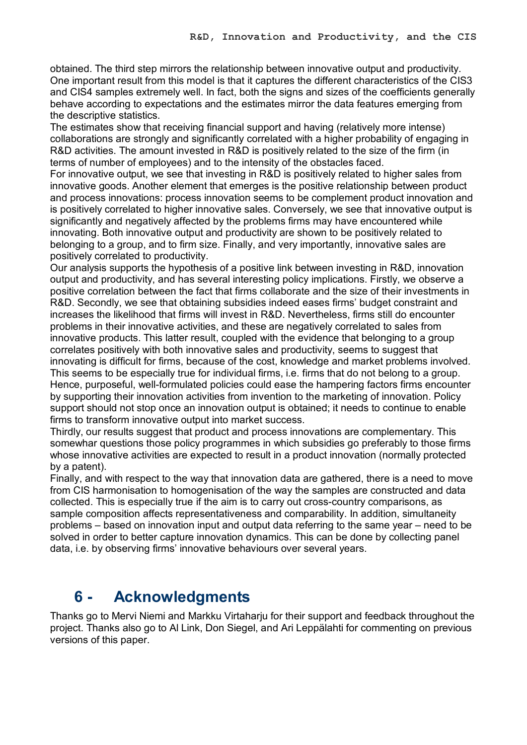obtained. The third step mirrors the relationship between innovative output and productivity. One important result from this model is that it captures the different characteristics of the CIS3 and CIS4 samples extremely well. In fact, both the signs and sizes of the coefficients generally behave according to expectations and the estimates mirror the data features emerging from the descriptive statistics.

The estimates show that receiving financial support and having (relatively more intense) collaborations are strongly and significantly correlated with a higher probability of engaging in R&D activities. The amount invested in R&D is positively related to the size of the firm (in terms of number of employees) and to the intensity of the obstacles faced.

For innovative output, we see that investing in R&D is positively related to higher sales from innovative goods. Another element that emerges is the positive relationship between product and process innovations: process innovation seems to be complement product innovation and is positively correlated to higher innovative sales. Conversely, we see that innovative output is significantly and negatively affected by the problems firms may have encountered while innovating. Both innovative output and productivity are shown to be positively related to belonging to a group, and to firm size. Finally, and very importantly, innovative sales are positively correlated to productivity.

Our analysis supports the hypothesis of a positive link between investing in R&D, innovation output and productivity, and has several interesting policy implications. Firstly, we observe a positive correlation between the fact that firms collaborate and the size of their investments in R&D. Secondly, we see that obtaining subsidies indeed eases firms' budget constraint and increases the likelihood that firms will invest in R&D. Nevertheless, firms still do encounter problems in their innovative activities, and these are negatively correlated to sales from innovative products. This latter result, coupled with the evidence that belonging to a group correlates positively with both innovative sales and productivity, seems to suggest that innovating is difficult for firms, because of the cost, knowledge and market problems involved. This seems to be especially true for individual firms, i.e. firms that do not belong to a group. Hence, purposeful, well-formulated policies could ease the hampering factors firms encounter by supporting their innovation activities from invention to the marketing of innovation. Policy support should not stop once an innovation output is obtained; it needs to continue to enable firms to transform innovative output into market success.

Thirdly, our results suggest that product and process innovations are complementary. This somewhar questions those policy programmes in which subsidies go preferably to those firms whose innovative activities are expected to result in a product innovation (normally protected by a patent).

Finally, and with respect to the way that innovation data are gathered, there is a need to move from CIS harmonisation to homogenisation of the way the samples are constructed and data collected. This is especially true if the aim is to carry out cross-country comparisons, as sample composition affects representativeness and comparability. In addition, simultaneity problems – based on innovation input and output data referring to the same year – need to be solved in order to better capture innovation dynamics. This can be done by collecting panel data, i.e. by observing firms' innovative behaviours over several years.

# 6 - Acknowledgments

Thanks go to Mervi Niemi and Markku Virtaharju for their support and feedback throughout the project. Thanks also go to Al Link, Don Siegel, and Ari Leppälahti for commenting on previous versions of this paper.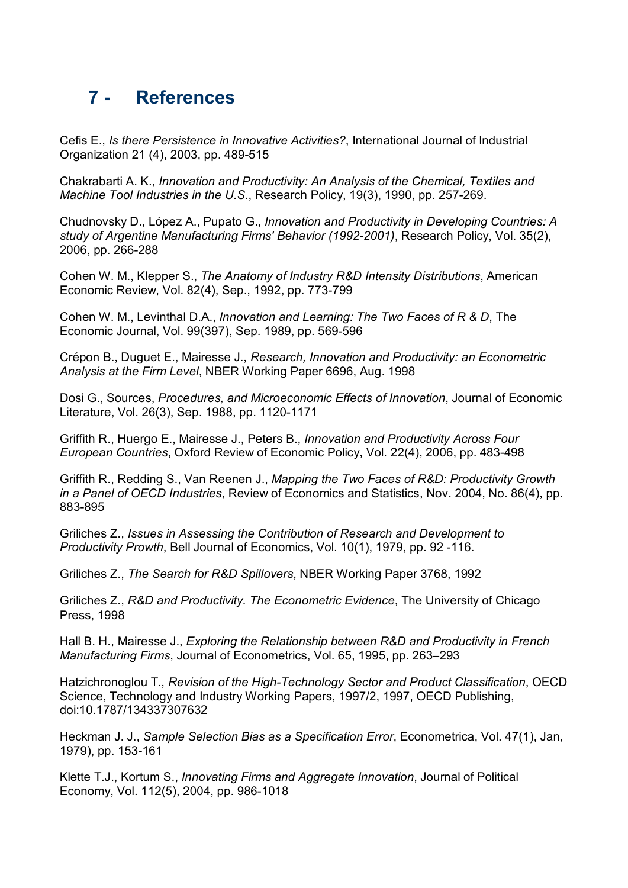# 7 - References

Cefis E., *Is there Persistence in Innovative Activities?*, International Journal of Industrial Organization 21 (4), 2003, pp. 489-515

Chakrabarti A. K., *Innovation and Productivity: An Analysis of the Chemical, Textiles and Machine Tool Industries in the U.S.*, Research Policy, 19(3), 1990, pp. 257-269.

Chudnovsky D., López A., Pupato G., *Innovation and Productivity in Developing Countries: A study of Argentine Manufacturing Firms' Behavior (1992-2001)*, Research Policy, Vol. 35(2), 2006, pp. 266-288

Cohen W. M., Klepper S., *The Anatomy of Industry R&D Intensity Distributions*, American Economic Review, Vol. 82(4), Sep., 1992, pp. 773-799

Cohen W. M., Levinthal D.A., *Innovation and Learning: The Two Faces of R & D*, The Economic Journal, Vol. 99(397), Sep. 1989, pp. 569-596

Crépon B., Duguet E., Mairesse J., *Research, Innovation and Productivity: an Econometric Analysis at the Firm Level*, NBER Working Paper 6696, Aug. 1998

Dosi G., Sources, *Procedures, and Microeconomic Effects of Innovation*, Journal of Economic Literature, Vol. 26(3), Sep. 1988, pp. 1120-1171

Griffith R., Huergo E., Mairesse J., Peters B., *Innovation and Productivity Across Four European Countries*, Oxford Review of Economic Policy, Vol. 22(4), 2006, pp. 483-498

Griffith R., Redding S., Van Reenen J., *Mapping the Two Faces of R&D: Productivity Growth in a Panel of OECD Industries*, Review of Economics and Statistics, Nov. 2004, No. 86(4), pp. 883-895

Griliches Z., *Issues in Assessing the Contribution of Research and Development to Productivity Prowth*, Bell Journal of Economics, Vol. 10(1), 1979, pp. 92 -116.

Griliches Z., *The Search for R&D Spillovers*, NBER Working Paper 3768, 1992

Griliches Z., *R&D and Productivity. The Econometric Evidence*, The University of Chicago Press, 1998

Hall B. H., Mairesse J., *Exploring the Relationship between R&D and Productivity in French Manufacturing Firms*, Journal of Econometrics, Vol. 65, 1995, pp. 263–293

Hatzichronoglou T., *Revision of the High-Technology Sector and Product Classification*, OECD Science, Technology and Industry Working Papers, 1997/2, 1997, OECD Publishing, doi:10.1787/134337307632

Heckman J. J., *Sample Selection Bias as a Specification Error*, Econometrica, Vol. 47(1), Jan, 1979), pp. 153-161

Klette T.J., Kortum S., *Innovating Firms and Aggregate Innovation*, Journal of Political Economy, Vol. 112(5), 2004, pp. 986-1018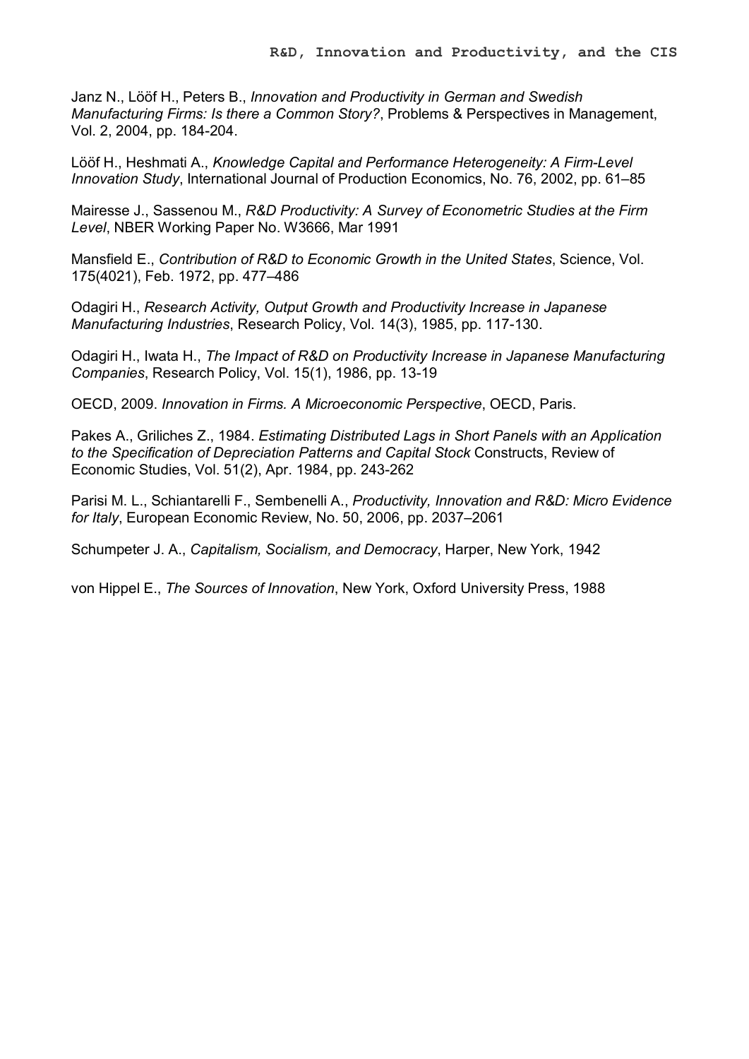Janz N., Lööf H., Peters B., *Innovation and Productivity in German and Swedish Manufacturing Firms: Is there a Common Story?*, Problems & Perspectives in Management, Vol. 2, 2004, pp. 184-204.

Lööf H., Heshmati A., *Knowledge Capital and Performance Heterogeneity: A Firm-Level Innovation Study*, International Journal of Production Economics, No. 76, 2002, pp. 61–85

Mairesse J., Sassenou M., *R&D Productivity: A Survey of Econometric Studies at the Firm Level*, NBER Working Paper No. W3666, Mar 1991

Mansfield E., *Contribution of R&D to Economic Growth in the United States*, Science, Vol. 175(4021), Feb. 1972, pp. 477–486

Odagiri H., *Research Activity, Output Growth and Productivity Increase in Japanese Manufacturing Industries*, Research Policy, Vol. 14(3), 1985, pp. 117-130.

Odagiri H., Iwata H., *The Impact of R&D on Productivity Increase in Japanese Manufacturing Companies*, Research Policy, Vol. 15(1), 1986, pp. 13-19

OECD, 2009. *Innovation in Firms. A Microeconomic Perspective*, OECD, Paris.

Pakes A., Griliches Z., 1984. *Estimating Distributed Lags in Short Panels with an Application to the Specification of Depreciation Patterns and Capital Stock* Constructs, Review of Economic Studies, Vol. 51(2), Apr. 1984, pp. 243-262

Parisi M. L., Schiantarelli F., Sembenelli A., *Productivity, Innovation and R&D: Micro Evidence for Italy*, European Economic Review, No. 50, 2006, pp. 2037–2061

Schumpeter J. A., *Capitalism, Socialism, and Democracy*, Harper, New York, 1942

von Hippel E., *The Sources of Innovation*, New York, Oxford University Press, 1988